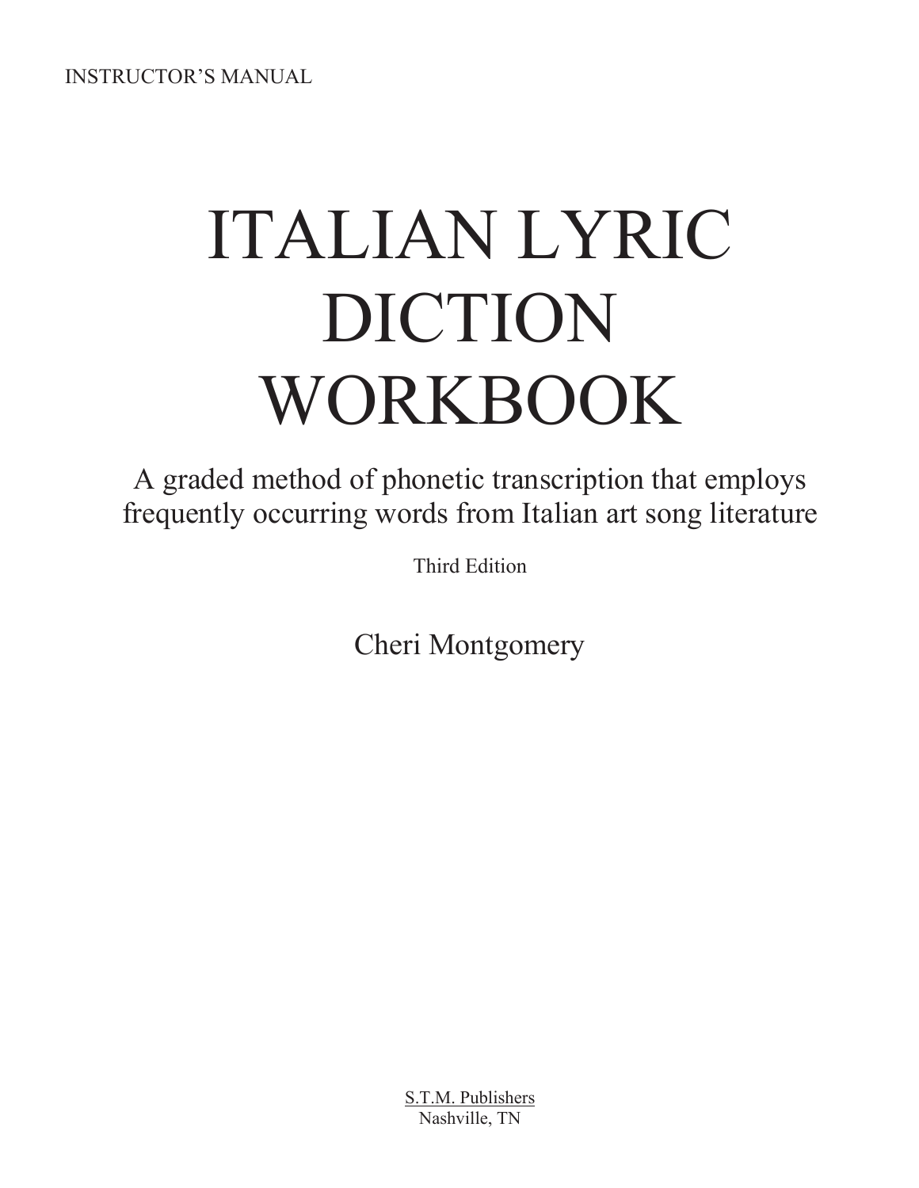INSTRUCTOR'S MANUAL

# ITALIAN LYRIC DICTION WORKBOOK

A graded method of phonetic transcription that employs frequently occurring words from Italian art song literature

Third Edition

Cheri Montgomery

S.T.M. Publishers
Nashville, TN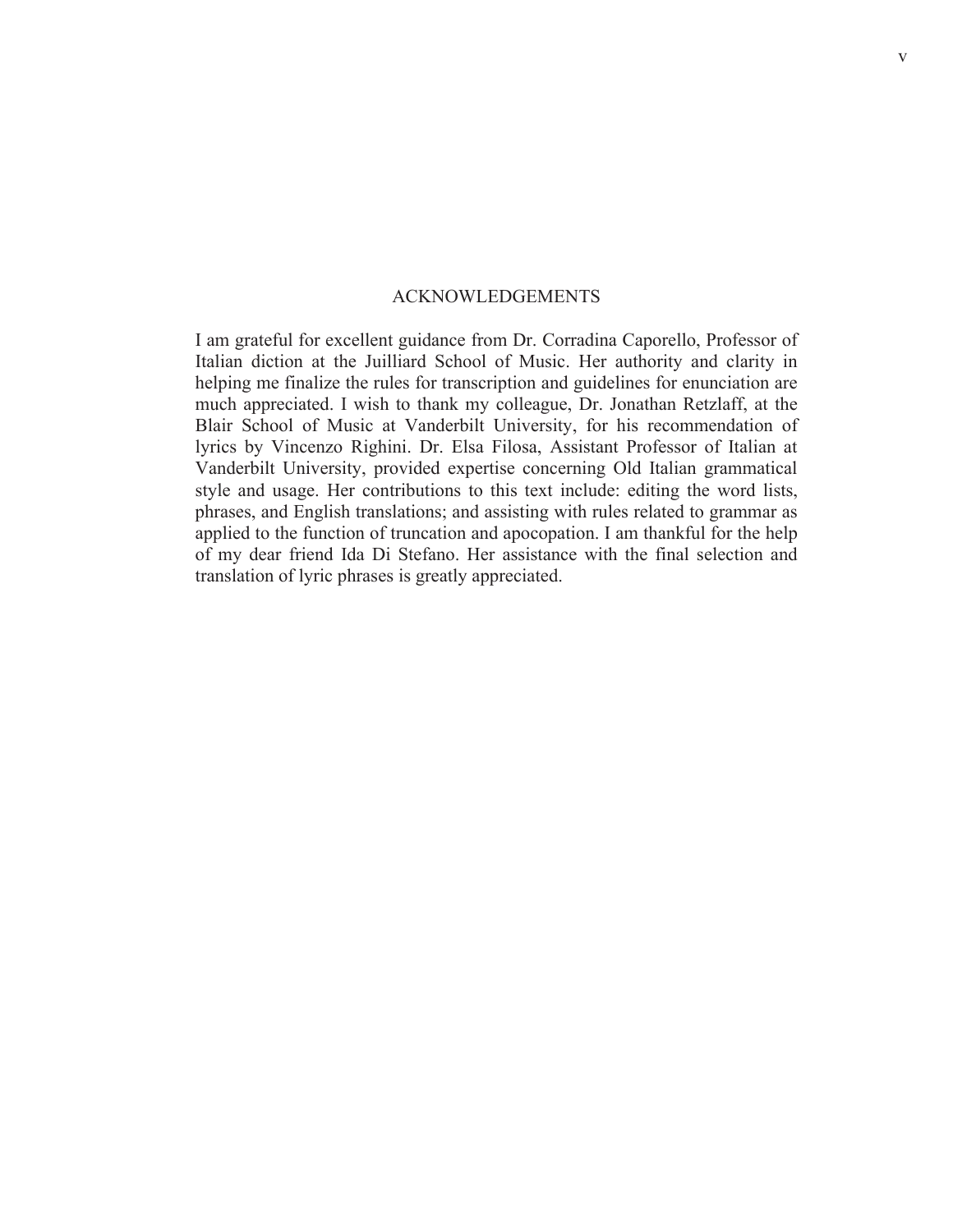# ACKNOWLEDGEMENTS

I am grateful for excellent guidance from Dr. Corradina Caporello, Professor of Italian diction at the Juilliard School of Music. Her authority and clarity in helping me finalize the rules for transcription and guidelines for enunciation are much appreciated. I wish to thank my colleague, Dr. Jonathan Retzlaff, at the Blair School of Music at Vanderbilt University, for his recommendation of lyrics by Vincenzo Righini. Dr. Elsa Filosa, Assistant Professor of Italian at Vanderbilt University, provided expertise concerning Old Italian grammatical style and usage. Her contributions to this text include: editing the word lists, phrases, and English translations; and assisting with rules related to grammar as applied to the function of truncation and apocopation. I am thankful for the help of my dear friend Ida Di Stefano. Her assistance with the final selection and translation of lyric phrases is greatly appreciated.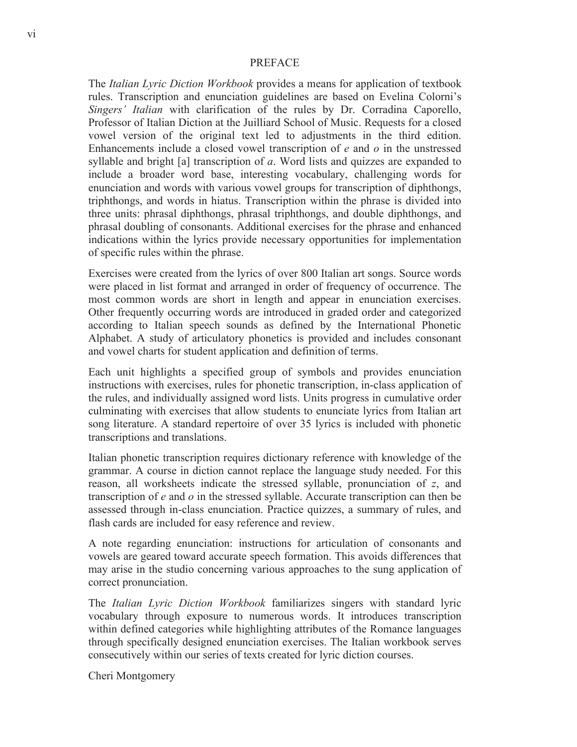# PREFACE

The *Italian Lyric Diction Workbook* provides a means for application of textbook rules. Transcription and enunciation guidelines are based on Evelina Colorni's *Singers' Italian* with clarification of the rules by Dr. Corradina Caporello, Professor of Italian Diction at the Juilliard School of Music. Requests for a closed vowel version of the original text led to adjustments in the third edition. Enhancements include a closed vowel transcription of *e* and *o* in the unstressed syllable and bright [a] transcription of *a*. Word lists and quizzes are expanded to include a broader word base, interesting vocabulary, challenging words for enunciation and words with various vowel groups for transcription of diphthongs, triphthongs, and words in hiatus. Transcription within the phrase is divided into three units: phrasal diphthongs, phrasal triphthongs, and double diphthongs, and phrasal doubling of consonants. Additional exercises for the phrase and enhanced indications within the lyrics provide necessary opportunities for implementation of specific rules within the phrase.

Exercises were created from the lyrics of over 800 Italian art songs. Source words were placed in list format and arranged in order of frequency of occurrence. The most common words are short in length and appear in enunciation exercises. Other frequently occurring words are introduced in graded order and categorized according to Italian speech sounds as defined by the International Phonetic Alphabet. A study of articulatory phonetics is provided and includes consonant and vowel charts for student application and definition of terms.

Each unit highlights a specified group of symbols and provides enunciation instructions with exercises, rules for phonetic transcription, in-class application of the rules, and individually assigned word lists. Units progress in cumulative order culminating with exercises that allow students to enunciate lyrics from Italian art song literature. A standard repertoire of over 35 lyrics is included with phonetic transcriptions and translations.

Italian phonetic transcription requires dictionary reference with knowledge of the grammar. A course in diction cannot replace the language study needed. For this reason, all worksheets indicate the stressed syllable, pronunciation of *z*, and transcription of *e* and *o* in the stressed syllable. Accurate transcription can then be assessed through in-class enunciation. Practice quizzes, a summary of rules, and flash cards are included for easy reference and review.

A note regarding enunciation: instructions for articulation of consonants and vowels are geared toward accurate speech formation. This avoids differences that may arise in the studio concerning various approaches to the sung application of correct pronunciation.

The *Italian Lyric Diction Workbook* familiarizes singers with standard lyric vocabulary through exposure to numerous words. It introduces transcription within defined categories while highlighting attributes of the Romance languages through specifically designed enunciation exercises. The Italian workbook serves consecutively within our series of texts created for lyric diction courses.

Cheri Montgomery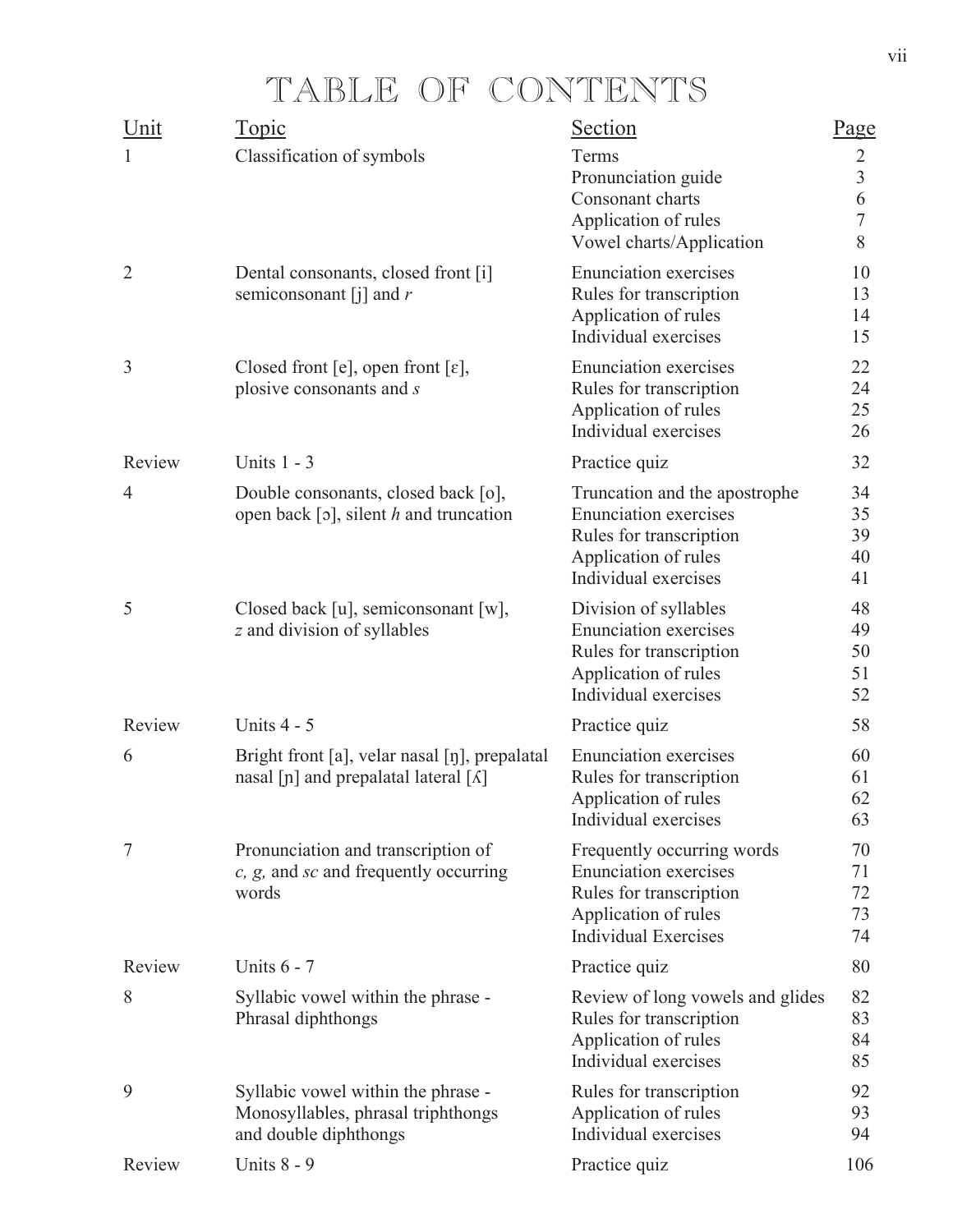# TABLE OF CONTENTS

| Unit | Topic | Section | Page |
|---|---|---|---|
| 1 | Classification of symbols | Terms | 2 |
| | | Pronunciation guide | 3 |
| | | Consonant charts | 6 |
| | | Application of rules | 7 |
| | | Vowel charts/Application | 8 |
| 2 | Dental consonants, closed front [i] semiconsonant [j] and *r* | Enunciation exercises | 10 |
| | | Rules for transcription | 13 |
| | | Application of rules | 14 |
| | | Individual exercises | 15 |
| 3 | Closed front [e], open front [ɛ], plosive consonants and *s* | Enunciation exercises | 22 |
| | | Rules for transcription | 24 |
| | | Application of rules | 25 |
| | | Individual exercises | 26 |
| Review | Units 1 - 3 | Practice quiz | 32 |
| 4 | Double consonants, closed back [o], open back [ɔ], silent *h* and truncation | Truncation and the apostrophe | 34 |
| | | Enunciation exercises | 35 |
| | | Rules for transcription | 39 |
| | | Application of rules | 40 |
| | | Individual exercises | 41 |
| 5 | Closed back [u], semiconsonant [w], *z* and division of syllables | Division of syllables | 48 |
| | | Enunciation exercises | 49 |
| | | Rules for transcription | 50 |
| | | Application of rules | 51 |
| | | Individual exercises | 52 |
| Review | Units 4 - 5 | Practice quiz | 58 |
| 6 | Bright front [a], velar nasal [ŋ], prepalatal nasal [ɲ] and prepalatal lateral [ʎ] | Enunciation exercises | 60 |
| | | Rules for transcription | 61 |
| | | Application of rules | 62 |
| | | Individual exercises | 63 |
| 7 | Pronunciation and transcription of *c, g,* and *sc* and frequently occurring words | Frequently occurring words | 70 |
| | | Enunciation exercises | 71 |
| | | Rules for transcription | 72 |
| | | Application of rules | 73 |
| | | Individual Exercises | 74 |
| Review | Units 6 - 7 | Practice quiz | 80 |
| 8 | Syllabic vowel within the phrase - Phrasal diphthongs | Review of long vowels and glides | 82 |
| | | Rules for transcription | 83 |
| | | Application of rules | 84 |
| | | Individual exercises | 85 |
| 9 | Syllabic vowel within the phrase - Monosyllables, phrasal triphthongs and double diphthongs | Rules for transcription | 92 |
| | | Application of rules | 93 |
| | | Individual exercises | 94 |
| Review | Units 8 - 9 | Practice quiz | 106 |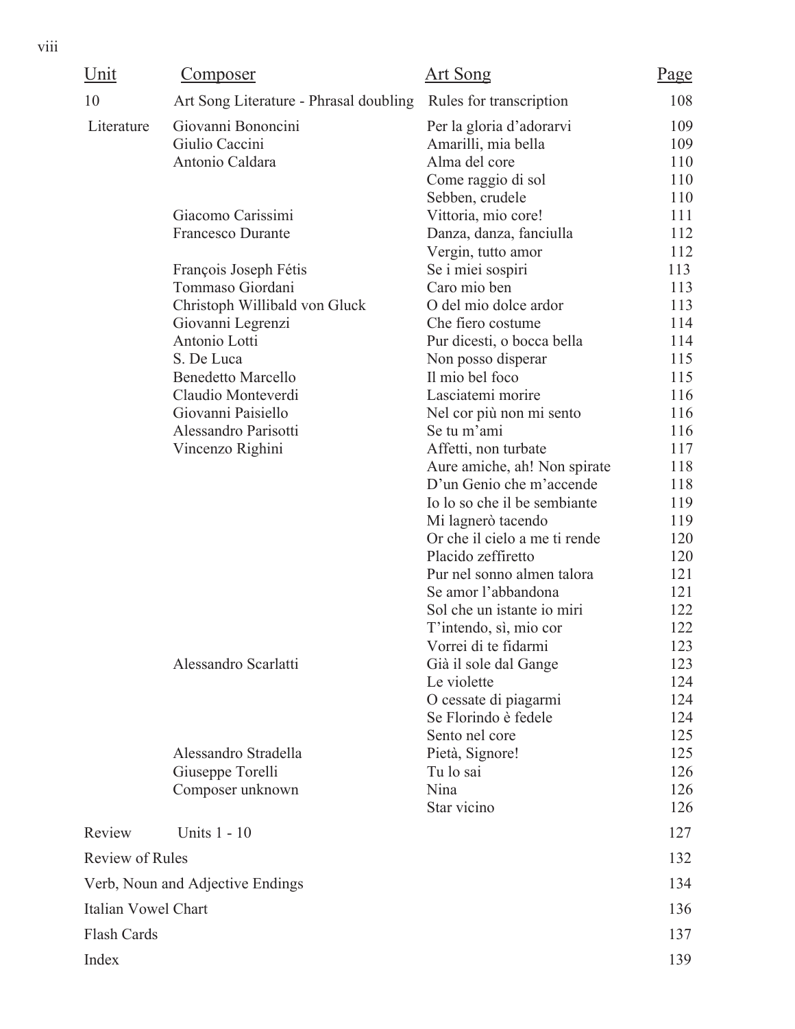| Unit | Composer | Art Song | Page |
|---|---|---|---|
| 10 | Art Song Literature - Phrasal doubling | Rules for transcription | 108 |
| Literature | Giovanni Bononcini | Per la gloria d'adorarvi | 109 |
| | Giulio Caccini | Amarilli, mia bella | 109 |
| | Antonio Caldara | Alma del core | 110 |
| | | Come raggio di sol | 110 |
| | | Sebben, crudele | 110 |
| | Giacomo Carissimi | Vittoria, mio core! | 111 |
| | Francesco Durante | Danza, danza, fanciulla | 112 |
| | | Vergin, tutto amor | 112 |
| | François Joseph Fétis | Se i miei sospiri | 113 |
| | Tommaso Giordani | Caro mio ben | 113 |
| | Christoph Willibald von Gluck | O del mio dolce ardor | 113 |
| | Giovanni Legrenzi | Che fiero costume | 114 |
| | Antonio Lotti | Pur dicesti, o bocca bella | 114 |
| | S. De Luca | Non posso disperar | 115 |
| | Benedetto Marcello | Il mio bel foco | 115 |
| | Claudio Monteverdi | Lasciatemi morire | 116 |
| | Giovanni Paisiello | Nel cor più non mi sento | 116 |
| | Alessandro Parisotti | Se tu m'ami | 116 |
| | Vincenzo Righini | Affetti, non turbate | 117 |
| | | Aure amiche, ah! Non spirate | 118 |
| | | D'un Genio che m'accende | 118 |
| | | Io lo so che il be sembiante | 119 |
| | | Mi lagnerò tacendo | 119 |
| | | Or che il cielo a me ti rende | 120 |
| | | Placido zeffiretto | 120 |
| | | Pur nel sonno almen talora | 121 |
| | | Se amor l'abbandona | 121 |
| | | Sol che un istante io miri | 122 |
| | | T'intendo, sì, mio cor | 122 |
| | | Vorrei di te fidarmi | 123 |
| | Alessandro Scarlatti | Già il sole dal Gange | 123 |
| | | Le violette | 124 |
| | | O cessate di piagarmi | 124 |
| | | Se Florindo è fedele | 124 |
| | | Sento nel core | 125 |
| | Alessandro Stradella | Pietà, Signore! | 125 |
| | Giuseppe Torelli | Tu lo sai | 126 |
| | Composer unknown | Nina | 126 |
| | | Star vicino | 126 |
| Review | Units 1 - 10 | | 127 |
| Review of Rules | | | 132 |
| Verb, Noun and Adjective Endings | | | 134 |
| Italian Vowel Chart | | | 136 |
| Flash Cards | | | 137 |
| Index | | | 139 |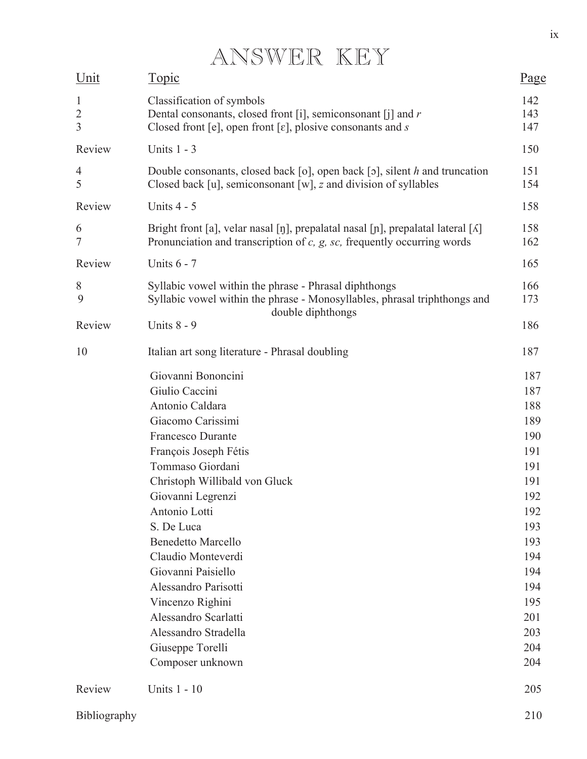# ANSWER KEY

| Unit | Topic | Page |
|---|---|---|
| 1 | Classification of symbols | 142 |
| 2 | Dental consonants, closed front [i], semiconsonant [j] and *r* | 143 |
| 3 | Closed front [e], open front [ɛ], plosive consonants and *s* | 147 |
| Review | Units 1 - 3 | 150 |
| 4 | Double consonants, closed back [o], open back [ɔ], silent *h* and truncation | 151 |
| 5 | Closed back [u], semiconsonant [w], *z* and division of syllables | 154 |
| Review | Units 4 - 5 | 158 |
| 6 | Bright front [a], velar nasal [ŋ], prepalatal nasal [ɲ], prepalatal lateral [ʎ] | 158 |
| 7 | Pronunciation and transcription of *c, g, sc,* frequently occurring words | 162 |
| Review | Units 6 - 7 | 165 |
| 8 | Syllabic vowel within the phrase - Phrasal diphthongs | 166 |
| 9 | Syllabic vowel within the phrase - Monosyllables, phrasal triphthongs and double diphthongs | 173 |
| Review | Units 8 - 9 | 186 |
| 10 | Italian art song literature - Phrasal doubling | 187 |
| | Giovanni Bononcini | 187 |
| | Giulio Caccini | 187 |
| | Antonio Caldara | 188 |
| | Giacomo Carissimi | 189 |
| | Francesco Durante | 190 |
| | François Joseph Fétis | 191 |
| | Tommaso Giordani | 191 |
| | Christoph Willibald von Gluck | 191 |
| | Giovanni Legrenzi | 192 |
| | Antonio Lotti | 192 |
| | S. De Luca | 193 |
| | Benedetto Marcello | 193 |
| | Claudio Monteverdi | 194 |
| | Giovanni Paisiello | 194 |
| | Alessandro Parisotti | 194 |
| | Vincenzo Righini | 195 |
| | Alessandro Scarlatti | 201 |
| | Alessandro Stradella | 203 |
| | Giuseppe Torelli | 204 |
| | Composer unknown | 204 |
| Review | Units 1 - 10 | 205 |
| Bibliography | | 210 |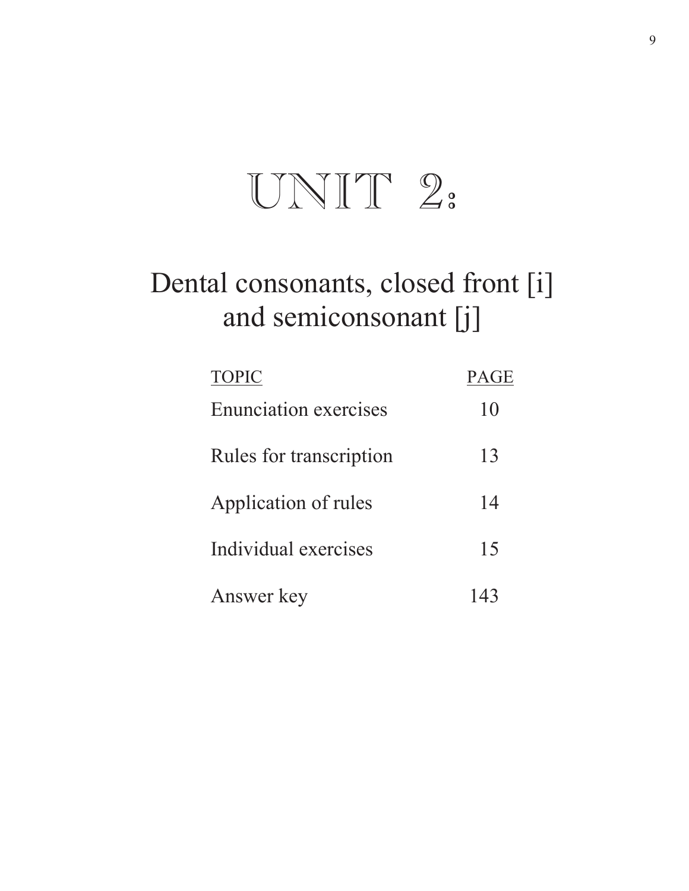# UNIT 2:

## Dental consonants, closed front [i] and semiconsonant [j]

| TOPIC | PAGE |
| --- | --- |
| Enunciation exercises | 10 |
| Rules for transcription | 13 |
| Application of rules | 14 |
| Individual exercises | 15 |
| Answer key | 143 |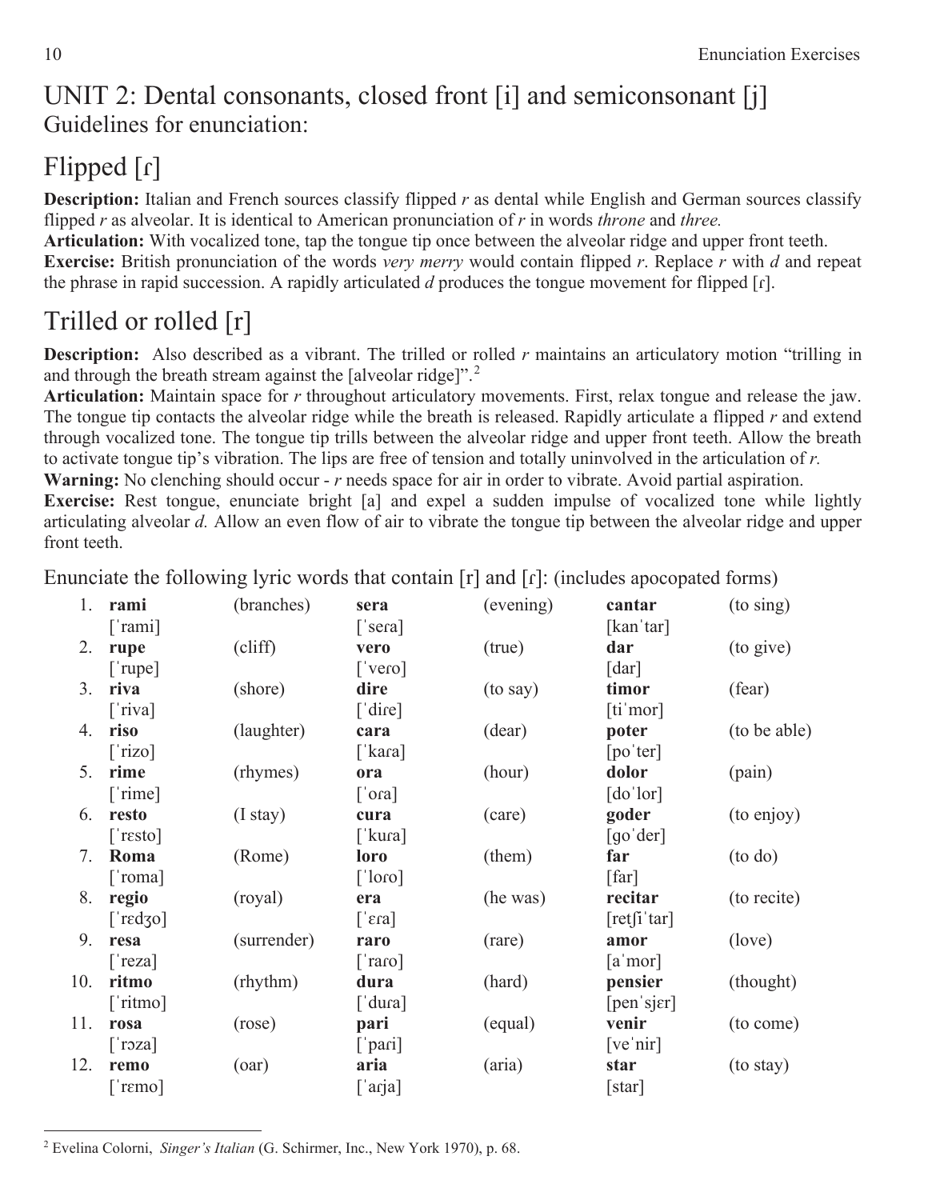# UNIT 2: Dental consonants, closed front [i] and semiconsonant [j]

Guidelines for enunciation:

## Flipped [ɾ]

**Description:** Italian and French sources classify flipped *r* as dental while English and German sources classify flipped *r* as alveolar. It is identical to American pronunciation of *r* in words *throne* and *three.*

**Articulation:** With vocalized tone, tap the tongue tip once between the alveolar ridge and upper front teeth.

**Exercise:** British pronunciation of the words *very merry* would contain flipped *r*. Replace *r* with *d* and repeat the phrase in rapid succession. A rapidly articulated *d* produces the tongue movement for flipped [ɾ].

## Trilled or rolled [r]

**Description:** Also described as a vibrant. The trilled or rolled *r* maintains an articulatory motion "trilling in and through the breath stream against the [alveolar ridge]".[2]

**Articulation:** Maintain space for *r* throughout articulatory movements. First, relax tongue and release the jaw. The tongue tip contacts the alveolar ridge while the breath is released. Rapidly articulate a flipped *r* and extend through vocalized tone. The tongue tip trills between the alveolar ridge and upper front teeth. Allow the breath to activate tongue tip's vibration. The lips are free of tension and totally uninvolved in the articulation of *r.*

**Warning:** No clenching should occur - *r* needs space for air in order to vibrate. Avoid partial aspiration.

**Exercise:** Rest tongue, enunciate bright [a] and expel a sudden impulse of vocalized tone while lightly articulating alveolar *d.* Allow an even flow of air to vibrate the tongue tip between the alveolar ridge and upper front teeth.

Enunciate the following lyric words that contain [r] and [ɾ]: (includes apocopated forms)

| | | | | | | |
|---|---|---|---|---|---|---|
| 1. | **rami** [ˈrami] | (branches) | **sera** [ˈseɾa] | (evening) | **cantar** [kanˈtar] | (to sing) |
| 2. | **rupe** [ˈrupe] | (cliff) | **vero** [ˈveɾo] | (true) | **dar** [dar] | (to give) |
| 3. | **riva** [ˈriva] | (shore) | **dire** [ˈdiɾe] | (to say) | **timor** [tiˈmor] | (fear) |
| 4. | **riso** [ˈrizo] | (laughter) | **cara** [ˈkaɾa] | (dear) | **poter** [poˈter] | (to be able) |
| 5. | **rime** [ˈrime] | (rhymes) | **ora** [ˈoɾa] | (hour) | **dolor** [doˈlor] | (pain) |
| 6. | **resto** [ˈrɛsto] | (I stay) | **cura** [ˈkuɾa] | (care) | **goder** [goˈder] | (to enjoy) |
| 7. | **Roma** [ˈroma] | (Rome) | **loro** [ˈloɾo] | (them) | **far** [far] | (to do) |
| 8. | **regio** [ˈrɛdʒo] | (royal) | **era** [ˈɛɾa] | (he was) | **recitar** [retʃiˈtar] | (to recite) |
| 9. | **resa** [ˈreza] | (surrender) | **raro** [ˈraɾo] | (rare) | **amor** [aˈmor] | (love) |
| 10. | **ritmo** [ˈritmo] | (rhythm) | **dura** [ˈduɾa] | (hard) | **pensier** [penˈsjɛr] | (thought) |
| 11. | **rosa** [ˈrɔza] | (rose) | **pari** [ˈpaɾi] | (equal) | **venir** [veˈnir] | (to come) |
| 12. | **remo** [ˈrɛmo] | (oar) | **aria** [ˈaɾja] | (aria) | **star** [star] | (to stay) |

---

[2] Evelina Colorni, *Singer's Italian* (G. Schirmer, Inc., New York 1970), p. 68.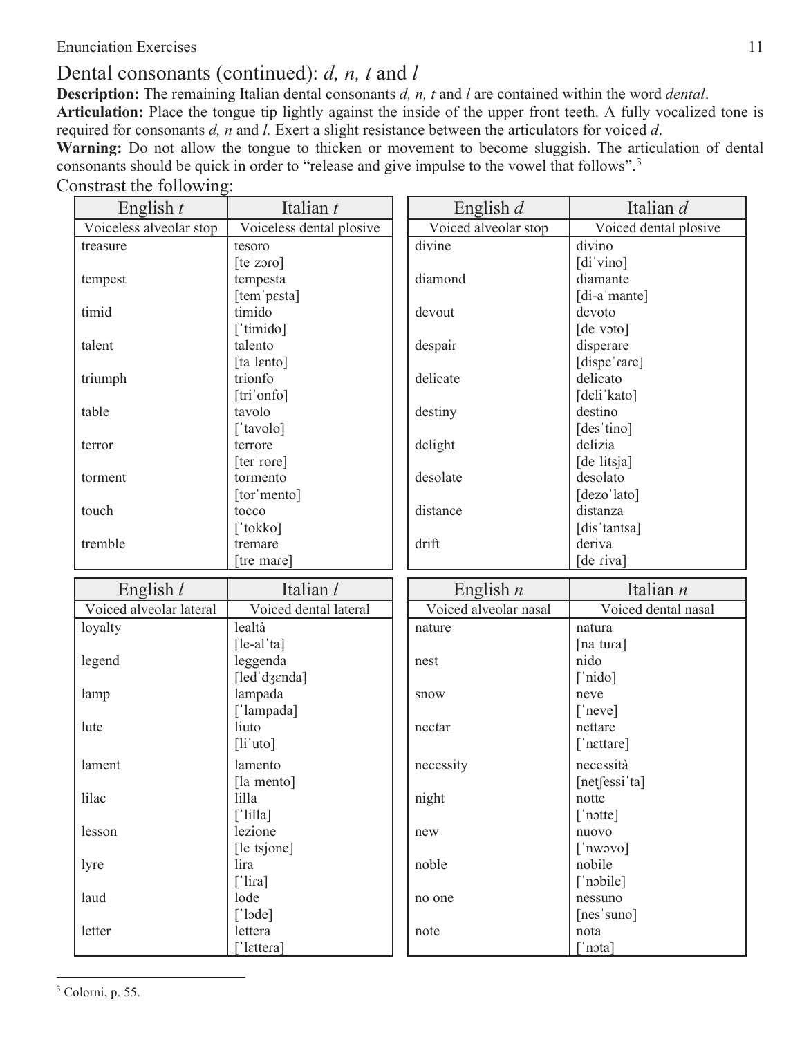## Dental consonants (continued): *d, n, t* and *l*

**Description:** The remaining Italian dental consonants *d, n, t* and *l* are contained within the word *dental*.

**Articulation:** Place the tongue tip lightly against the inside of the upper front teeth. A fully vocalized tone is required for consonants *d, n* and *l.* Exert a slight resistance between the articulators for voiced *d*.

**Warning:** Do not allow the tongue to thicken or movement to become sluggish. The articulation of dental consonants should be quick in order to "release and give impulse to the vowel that follows".[3]

Constrast the following:

| English *t* | Italian *t* |
|---|---|
| Voiceless alveolar stop | Voiceless dental plosive |
| treasure | tesoro [teˈzɔro] |
| tempest | tempesta [temˈpɛsta] |
| timid | timido [ˈtimido] |
| talent | talento [taˈlɛnto] |
| triumph | trionfo [triˈonfo] |
| table | tavolo [ˈtavolo] |
| terror | terrore [terˈrore] |
| torment | tormento [torˈmento] |
| touch | tocco [ˈtokko] |
| tremble | tremare [treˈmare] |

| English *d* | Italian *d* |
|---|---|
| Voiced alveolar stop | Voiced dental plosive |
| divine | divino [diˈvino] |
| diamond | diamante [di-aˈmante] |
| devout | devoto [deˈvɔto] |
| despair | disperare [dispeˈrare] |
| delicate | delicato [deliˈkato] |
| destiny | destino [desˈtino] |
| delight | delizia [deˈlitsja] |
| desolate | desolato [dezoˈlato] |
| distance | distanza [disˈtantsa] |
| drift | deriva [deˈriva] |

| English *l* | Italian *l* |
|---|---|
| Voiced alveolar lateral | Voiced dental lateral |
| loyalty | lealtà [le-alˈta] |
| legend | leggenda [ledˈdʒɛnda] |
| lamp | lampada [ˈlampada] |
| lute | liuto [liˈuto] |
| lament | lamento [laˈmento] |
| lilac | lilla [ˈlilla] |
| lesson | lezione [leˈtsjone] |
| lyre | lira [ˈlira] |
| laud | lode [ˈlɔde] |
| letter | lettera [ˈlɛttera] |

| English *n* | Italian *n* |
|---|---|
| Voiced alveolar nasal | Voiced dental nasal |
| nature | natura [naˈtura] |
| nest | nido [ˈnido] |
| snow | neve [ˈneve] |
| nectar | nettare [ˈnɛttare] |
| necessity | necessità [netʃessiˈta] |
| night | notte [ˈnɔtte] |
| new | nuovo [ˈnwɔvo] |
| noble | nobile [ˈnɔbile] |
| no one | nessuno [nesˈsuno] |
| note | nota [ˈnɔta] |

[3] Colorni, p. 55.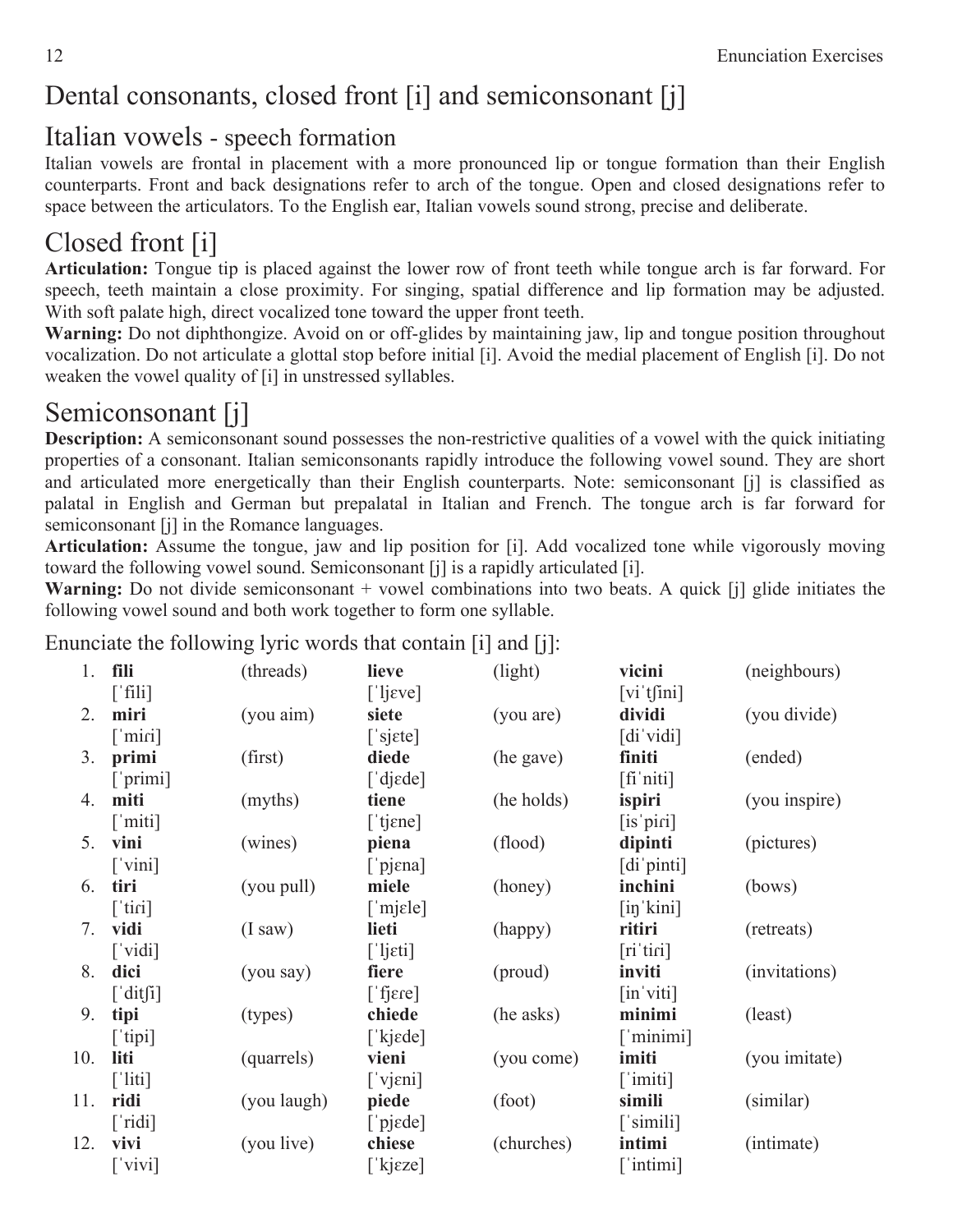# Dental consonants, closed front [i] and semiconsonant [j]

## Italian vowels - speech formation

Italian vowels are frontal in placement with a more pronounced lip or tongue formation than their English counterparts. Front and back designations refer to arch of the tongue. Open and closed designations refer to space between the articulators. To the English ear, Italian vowels sound strong, precise and deliberate.

## Closed front [i]

**Articulation:** Tongue tip is placed against the lower row of front teeth while tongue arch is far forward. For speech, teeth maintain a close proximity. For singing, spatial difference and lip formation may be adjusted. With soft palate high, direct vocalized tone toward the upper front teeth.

**Warning:** Do not diphthongize. Avoid on or off-glides by maintaining jaw, lip and tongue position throughout vocalization. Do not articulate a glottal stop before initial [i]. Avoid the medial placement of English [i]. Do not weaken the vowel quality of [i] in unstressed syllables.

## Semiconsonant [j]

**Description:** A semiconsonant sound possesses the non-restrictive qualities of a vowel with the quick initiating properties of a consonant. Italian semiconsonants rapidly introduce the following vowel sound. They are short and articulated more energetically than their English counterparts. Note: semiconsonant [j] is classified as palatal in English and German but prepalatal in Italian and French. The tongue arch is far forward for semiconsonant [j] in the Romance languages.

**Articulation:** Assume the tongue, jaw and lip position for [i]. Add vocalized tone while vigorously moving toward the following vowel sound. Semiconsonant [j] is a rapidly articulated [i].

**Warning:** Do not divide semiconsonant + vowel combinations into two beats. A quick [j] glide initiates the following vowel sound and both work together to form one syllable.

Enunciate the following lyric words that contain [i] and [j]:

| | | | | | | |
|---|---|---|---|---|---|---|
| 1. | **fili** [ˈfili] | (threads) | **lieve** [ˈljɛve] | (light) | **vicini** [viˈtʃini] | (neighbours) |
| 2. | **miri** [ˈmiɾi] | (you aim) | **siete** [ˈsjɛte] | (you are) | **dividi** [diˈvidi] | (you divide) |
| 3. | **primi** [ˈprimi] | (first) | **diede** [ˈdjɛde] | (he gave) | **finiti** [fiˈniti] | (ended) |
| 4. | **miti** [ˈmiti] | (myths) | **tiene** [ˈtjɛne] | (he holds) | **ispiri** [isˈpiɾi] | (you inspire) |
| 5. | **vini** [ˈvini] | (wines) | **piena** [ˈpjɛna] | (flood) | **dipinti** [diˈpinti] | (pictures) |
| 6. | **tiri** [ˈtiɾi] | (you pull) | **miele** [ˈmjɛle] | (honey) | **inchini** [iŋˈkini] | (bows) |
| 7. | **vidi** [ˈvidi] | (I saw) | **lieti** [ˈljɛti] | (happy) | **ritiri** [riˈtiɾi] | (retreats) |
| 8. | **dici** [ˈditʃi] | (you say) | **fiere** [ˈfjɛɾe] | (proud) | **inviti** [inˈviti] | (invitations) |
| 9. | **tipi** [ˈtipi] | (types) | **chiede** [ˈkjɛde] | (he asks) | **minimi** [ˈminimi] | (least) |
| 10. | **liti** [ˈliti] | (quarrels) | **vieni** [ˈvjɛni] | (you come) | **imiti** [ˈimiti] | (you imitate) |
| 11. | **ridi** [ˈridi] | (you laugh) | **piede** [ˈpjɛde] | (foot) | **simili** [ˈsimili] | (similar) |
| 12. | **vivi** [ˈvivi] | (you live) | **chiese** [ˈkjɛze] | (churches) | **intimi** [ˈintimi] | (intimate) |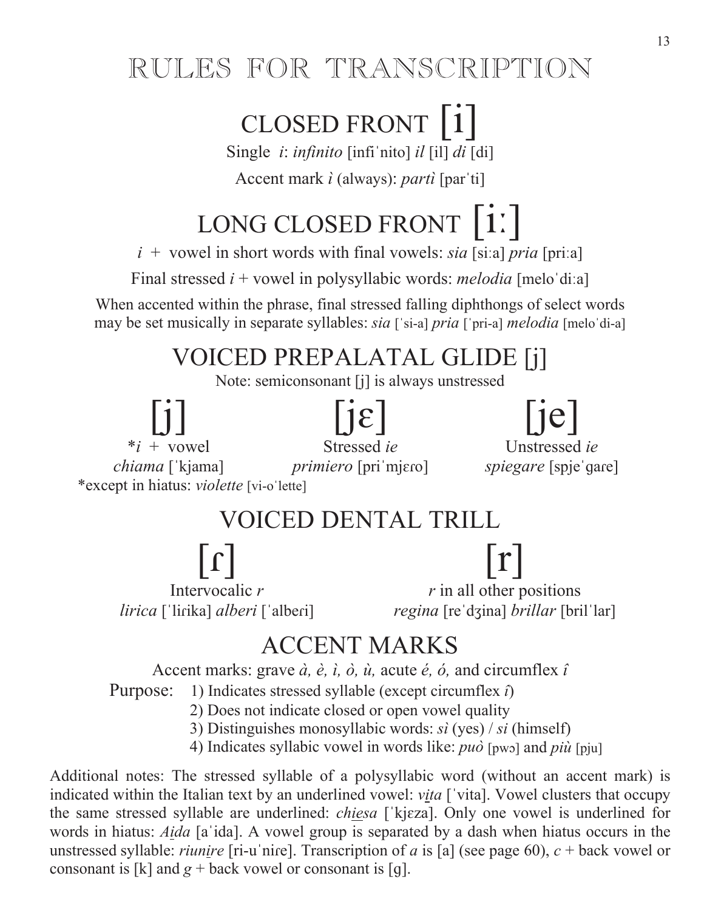# RULES FOR TRANSCRIPTION

## CLOSED FRONT [i]

Single *i*: *infinito* [infiˈnito] *il* [il] *di* [di]

Accent mark *ì* (always): *partì* [parˈti]

## LONG CLOSED FRONT [iː]

*i* + vowel in short words with final vowels: *sia* [siːa] *pria* [priːa]

Final stressed *i* + vowel in polysyllabic words: *melodia* [meloˈdiːa]

When accented within the phrase, final stressed falling diphthongs of select words may be set musically in separate syllables: *sia* [ˈsi-a] *pria* [ˈpri-a] *melodia* [meloˈdi-a]

## VOICED PREPALATAL GLIDE [j]

Note: semiconsonant [j] is always unstressed

| [j] | [jɛ] | [je] |
|---|---|---|
| \**i* + vowel | Stressed *ie* | Unstressed *ie* |
| *chiama* [ˈkjama] | *primiero* [priˈmjɛɾo] | *spiegare* [spjeˈɡaɾe] |

*except in hiatus: *violette* [vi-oˈlette]

## VOICED DENTAL TRILL

| [ɾ] | [r] |
|---|---|
| Intervocalic *r* | *r* in all other positions |
| *lirica* [ˈliɾika] *alberi* [ˈalbeɾi] | *regina* [reˈdʒina] *brillar* [brilˈlar] |

## ACCENT MARKS

Accent marks: grave *à, è, ì, ò, ù,* acute *é, ó,* and circumflex *î*

Purpose:
1) Indicates stressed syllable (except circumflex *î*)
2) Does not indicate closed or open vowel quality
3) Distinguishes monosyllabic words: *sì* (yes) / *si* (himself)
4) Indicates syllabic vowel in words like: *può* [pwɔ] and *più* [pju]

Additional notes: The stressed syllable of a polysyllabic word (without an accent mark) is indicated within the Italian text by an underlined vowel: *v<u>i</u>ta* [ˈvita]. Vowel clusters that occupy the same stressed syllable are underlined: *ch<u>ie</u>sa* [ˈkjɛza]. Only one vowel is underlined for words in hiatus: *A<u>i</u>da* [aˈida]. A vowel group is separated by a dash when hiatus occurs in the unstressed syllable: *riun<u>i</u>re* [ri-uˈniɾe]. Transcription of *a* is [a] (see page 60), *c* + back vowel or consonant is [k] and *g* + back vowel or consonant is [ɡ].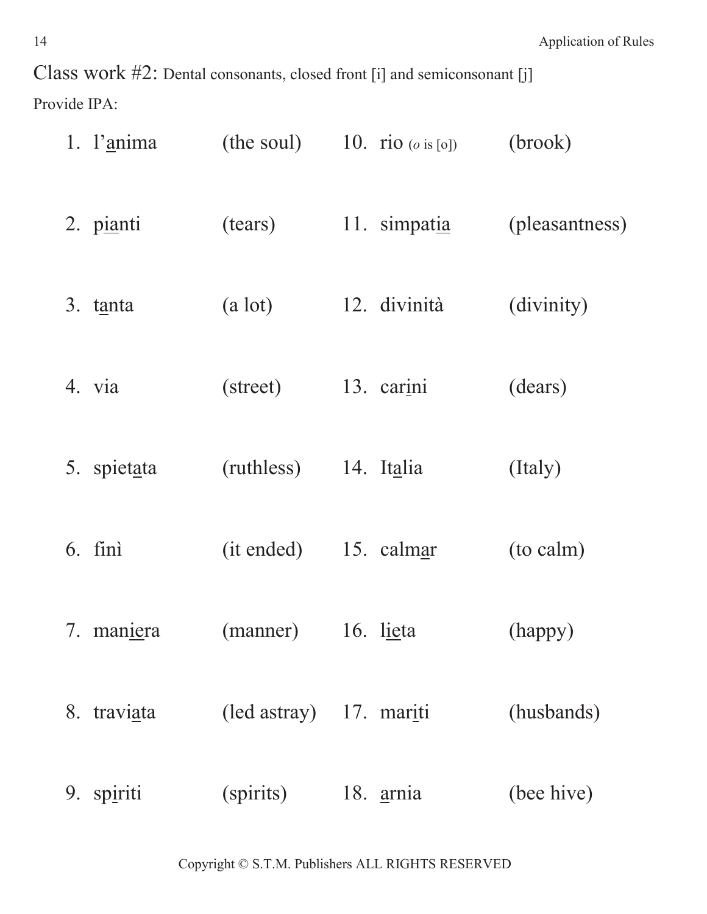Class work #2: Dental consonants, closed front [i] and semiconsonant [j]

Provide IPA:

1. l'<u>a</u>nima (the soul)
2. p<u>ia</u>nti (tears)
3. t<u>a</u>nta (a lot)
4. via (street)
5. spiet<u>a</u>ta (ruthless)
6. finì (it ended)
7. man<u>ie</u>ra (manner)
8. travi<u>a</u>ta (led astray)
9. sp<u>i</u>riti (spirits)
10. rio (*o* is [o]) (brook)
11. simpat<u>ia</u> (pleasantness)
12. divinità (divinity)
13. car<u>i</u>ni (dears)
14. It<u>a</u>lia (Italy)
15. calm<u>a</u>r (to calm)
16. l<u>ie</u>ta (happy)
17. mar<u>i</u>ti (husbands)
18. <u>a</u>rnia (bee hive)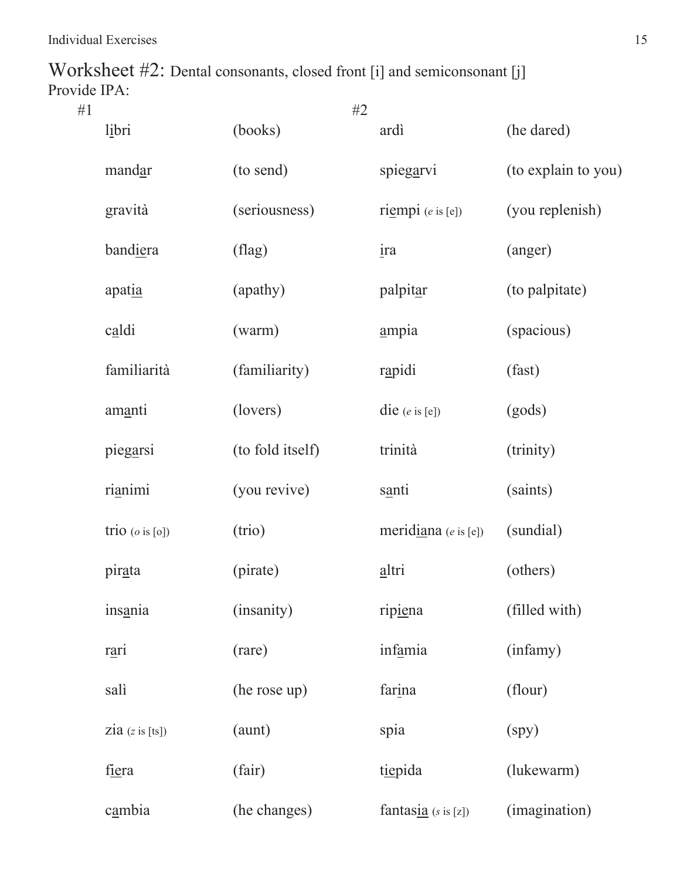# Worksheet #2: Dental consonants, closed front [i] and semiconsonant [j]

Provide IPA:

#1

| | |
|---|---|
| li̲bri | (books) |
| manda̲r | (to send) |
| gravità | (seriousness) |
| bandi̲e̲ra | (flag) |
| apati̲a̲ | (apathy) |
| ca̲ldi | (warm) |
| familiarità | (familiarity) |
| ama̲nti | (lovers) |
| piega̲rsi | (to fold itself) |
| ria̲nimi | (you revive) |
| trio (*o* is [o]) | (trio) |
| pira̲ta | (pirate) |
| insa̲nia | (insanity) |
| ra̲ri | (rare) |
| salì | (he rose up) |
| zia (*z* is [ts]) | (aunt) |
| fi̲e̲ra | (fair) |
| ca̲mbia | (he changes) |

#2

| | |
|---|---|
| ardì | (he dared) |
| spiega̲rvi | (to explain to you) |
| rie̲mpi (*e* is [e]) | (you replenish) |
| i̲ra | (anger) |
| palpita̲r | (to palpitate) |
| a̲mpia | (spacious) |
| ra̲pidi | (fast) |
| die (*e* is [e]) | (gods) |
| trinità | (trinity) |
| sa̲nti | (saints) |
| meridi̲a̲na (*e* is [e]) | (sundial) |
| a̲ltri | (others) |
| ripi̲e̲na | (filled with) |
| infa̲mia | (infamy) |
| fari̲na | (flour) |
| spia | (spy) |
| ti̲e̲pida | (lukewarm) |
| fantasi̲a̲ (*s* is [z]) | (imagination) |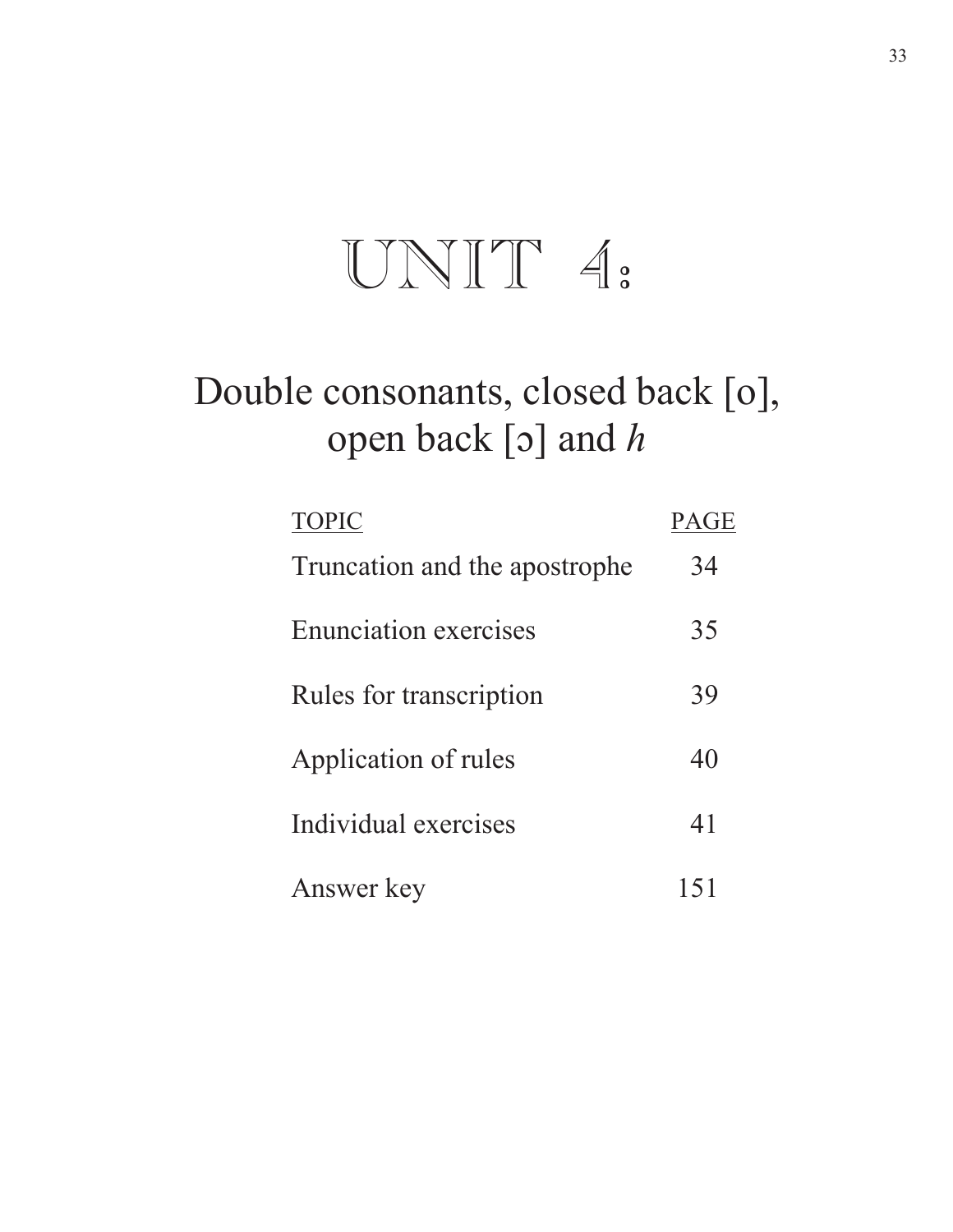# UNIT 4:

## Double consonants, closed back [o], open back [ɔ] and *h*

| TOPIC | PAGE |
| --- | --- |
| Truncation and the apostrophe | 34 |
| Enunciation exercises | 35 |
| Rules for transcription | 39 |
| Application of rules | 40 |
| Individual exercises | 41 |
| Answer key | 151 |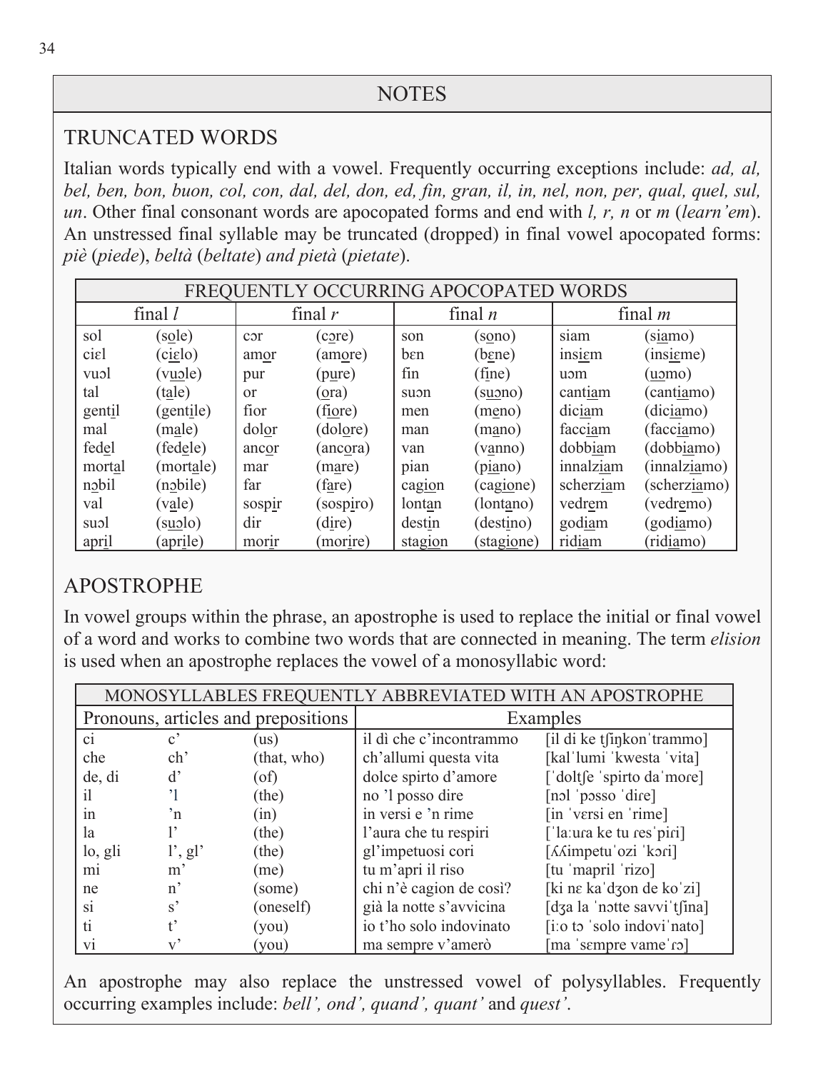## NOTES

### TRUNCATED WORDS

Italian words typically end with a vowel. Frequently occurring exceptions include: *ad, al, bel, ben, bon, buon, col, con, dal, del, don, ed, fin, gran, il, in, nel, non, per, qual, quel, sul, un*. Other final consonant words are apocopated forms and end with *l, r, n* or *m* (*learn'em*). An unstressed final syllable may be truncated (dropped) in final vowel apocopated forms: *piè* (*piede*), *beltà* (*beltate*) *and pietà* (*pietate*).

| FREQUENTLY OCCURRING APOCOPATED WORDS | | | | | | | |
|---|---|---|---|---|---|---|---|
| final *l* | | final *r* | | final *n* | | final *m* | |
| sol | (sole) | cɔr | (cɔre) | son | (sono) | siam | (siamo) |
| ciɛl | (ciɛlo) | amor | (amore) | bɛn | (bɛne) | insiɛm | (insiɛme) |
| vuɔl | (vuɔle) | pur | (pure) | fin | (fine) | uɔm | (uɔmo) |
| tal | (tale) | or | (ora) | suɔn | (suɔno) | cantiam | (cantiamo) |
| gentil | (gentile) | fior | (fiore) | men | (meno) | diciam | (diciamo) |
| mal | (male) | dolor | (dolore) | man | (mano) | facciam | (facciamo) |
| fedel | (fedele) | ancor | (ancora) | van | (vanno) | dobbiam | (dobbiamo) |
| mortal | (mortale) | mar | (mare) | pian | (piano) | innalziam | (innalziamo) |
| nɔbil | (nɔbile) | far | (fare) | cagion | (cagione) | scherziam | (scherziamo) |
| val | (vale) | sospir | (sospiro) | lontan | (lontano) | vedrem | (vedremo) |
| suɔl | (suɔlo) | dir | (dire) | destin | (destino) | godiam | (godiamo) |
| april | (aprile) | morir | (morire) | stagion | (stagione) | ridiam | (ridiamo) |

### APOSTROPHE

In vowel groups within the phrase, an apostrophe is used to replace the initial or final vowel of a word and works to combine two words that are connected in meaning. The term *elision* is used when an apostrophe replaces the vowel of a monosyllabic word:

| MONOSYLLABLES FREQUENTLY ABBREVIATED WITH AN APOSTROPHE | | | | |
|---|---|---|---|---|
| Pronouns, articles and prepositions | | | Examples | |
| ci | c' | (us) | il dì che c'incontrammo | [il di ke tʃiŋkonˈtrammo] |
| che | ch' | (that, who) | ch'allumi questa vita | [kalˈlumi ˈkwesta ˈvita] |
| de, di | d' | (of) | dolce spirto d'amore | [ˈdoltʃe ˈspirto daˈmore] |
| il | 'l | (the) | no 'l posso dire | [nɔl ˈpɔsso ˈdiɾe] |
| in | 'n | (in) | in versi e 'n rime | [in ˈvɛrsi en ˈrime] |
| la | l' | (the) | l'aura che tu respiri | [ˈlaːura ke tu ɾesˈpiɾi] |
| lo, gli | l', gl' | (the) | gl'impetuosi cori | [ʎʎimpetuˈozi ˈkɔɾi] |
| mi | m' | (me) | tu m'apri il riso | [tu ˈmapril ˈrizo] |
| ne | n' | (some) | chi n'è cagion de così? | [ki nɛ kaˈdʒon de koˈzi] |
| si | s' | (oneself) | già la notte s'avvicina | [dʒa la ˈnɔtte savviˈtʃina] |
| ti | t' | (you) | io t'ho solo indovinato | [iːo tɔ ˈsolo indoviˈnato] |
| vi | v' | (you) | ma sempre v'amerò | [ma ˈsɛmpre vameˈɾɔ] |

An apostrophe may also replace the unstressed vowel of polysyllables. Frequently occurring examples include: *bell', ond', quand', quant'* and *quest'*.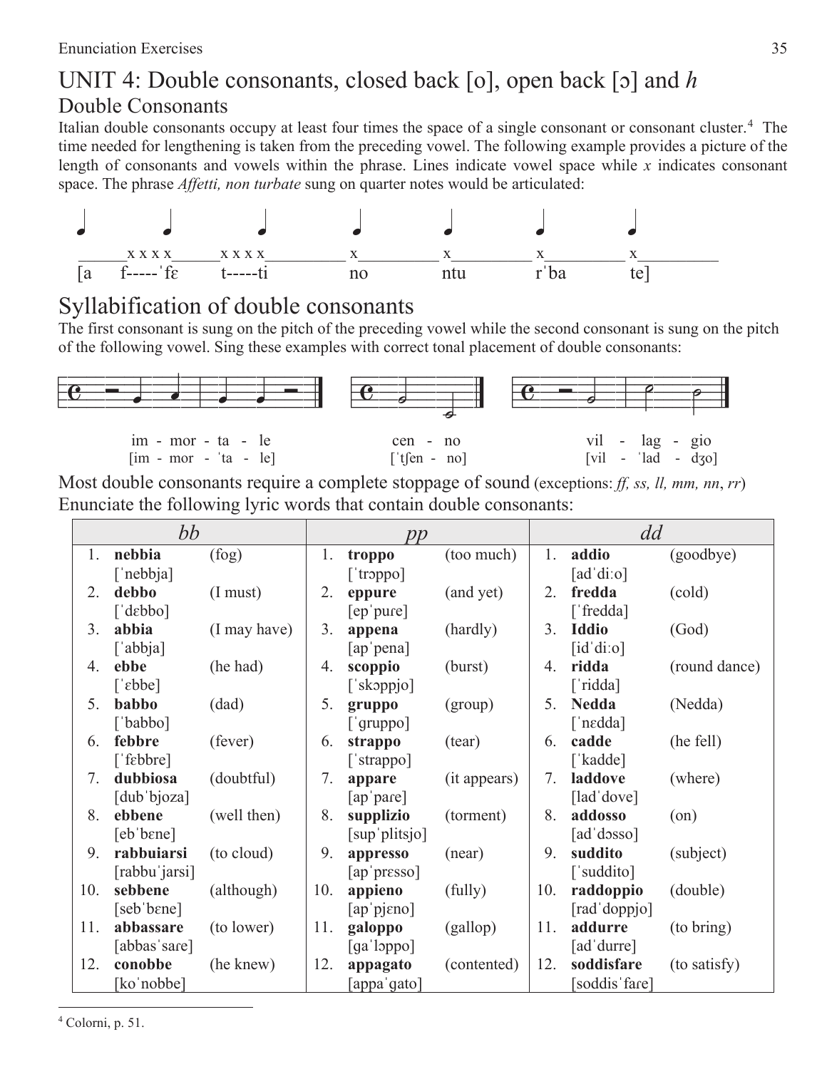# UNIT 4: Double consonants, closed back [o], open back [ɔ] and *h*

## Double Consonants

Italian double consonants occupy at least four times the space of a single consonant or consonant cluster.[4] The time needed for lengthening is taken from the preceding vowel. The following example provides a picture of the length of consonants and vowels within the phrase. Lines indicate vowel space while *x* indicates consonant space. The phrase *Affetti, non turbate* sung on quarter notes would be articulated:

```
______x x x x______x x x x__________ x__________ x__________ x__________ x__________
[a     f-----ˈfɛ     t-----ti          no           ntu          rˈba         te]
```

## Syllabification of double consonants

The first consonant is sung on the pitch of the preceding vowel while the second consonant is sung on the pitch of the following vowel. Sing these examples with correct tonal placement of double consonants:

im - mor - ta - le
[im - mor - ˈta - le]

cen - no
[ˈtʃen - no]

vil - lag - gio
[vil - ˈlad - dʒo]

Most double consonants require a complete stoppage of sound (exceptions: *ff, ss, ll, mm, nn*, *rr*)
Enunciate the following lyric words that contain double consonants:

| | *bb* | | | *pp* | | | *dd* | |
|---|---|---|---|---|---|---|---|---|
| 1. | **nebbia** [ˈnebbja] | (fog) | 1. | **troppo** [ˈtrɔppo] | (too much) | 1. | **addio** [adˈdiːo] | (goodbye) |
| 2. | **debbo** [ˈdɛbbo] | (I must) | 2. | **eppure** [epˈpuɾe] | (and yet) | 2. | **fredda** [ˈfredda] | (cold) |
| 3. | **abbia** [ˈabbja] | (I may have) | 3. | **appena** [apˈpena] | (hardly) | 3. | **Iddio** [idˈdiːo] | (God) |
| 4. | **ebbe** [ˈɛbbe] | (he had) | 4. | **scoppio** [ˈskɔppjo] | (burst) | 4. | **ridda** [ˈridda] | (round dance) |
| 5. | **babbo** [ˈbabbo] | (dad) | 5. | **gruppo** [ˈgruppo] | (group) | 5. | **Nedda** [ˈnɛdda] | (Nedda) |
| 6. | **febbre** [ˈfɛbbre] | (fever) | 6. | **strappo** [ˈstrappo] | (tear) | 6. | **cadde** [ˈkadde] | (he fell) |
| 7. | **dubbiosa** [dubˈbjoza] | (doubtful) | 7. | **appare** [apˈpaɾe] | (it appears) | 7. | **laddove** [ladˈdove] | (where) |
| 8. | **ebbene** [ebˈbɛne] | (well then) | 8. | **supplizio** [supˈplitsjo] | (torment) | 8. | **addosso** [adˈdɔsso] | (on) |
| 9. | **rabbuiarsi** [rabbuˈjarsi] | (to cloud) | 9. | **appresso** [apˈpresso] | (near) | 9. | **suddito** [ˈsuddito] | (subject) |
| 10. | **sebbene** [sebˈbɛne] | (although) | 10. | **appieno** [apˈpjɛno] | (fully) | 10. | **raddoppio** [radˈdoppjo] | (double) |
| 11. | **abbassare** [abbasˈsaɾe] | (to lower) | 11. | **galoppo** [gaˈlɔppo] | (gallop) | 11. | **addurre** [adˈdurre] | (to bring) |
| 12. | **conobbe** [koˈnobbe] | (he knew) | 12. | **appagato** [appaˈgato] | (contented) | 12. | **soddisfare** [soddisˈfaɾe] | (to satisfy) |

[4] Colorni, p. 51.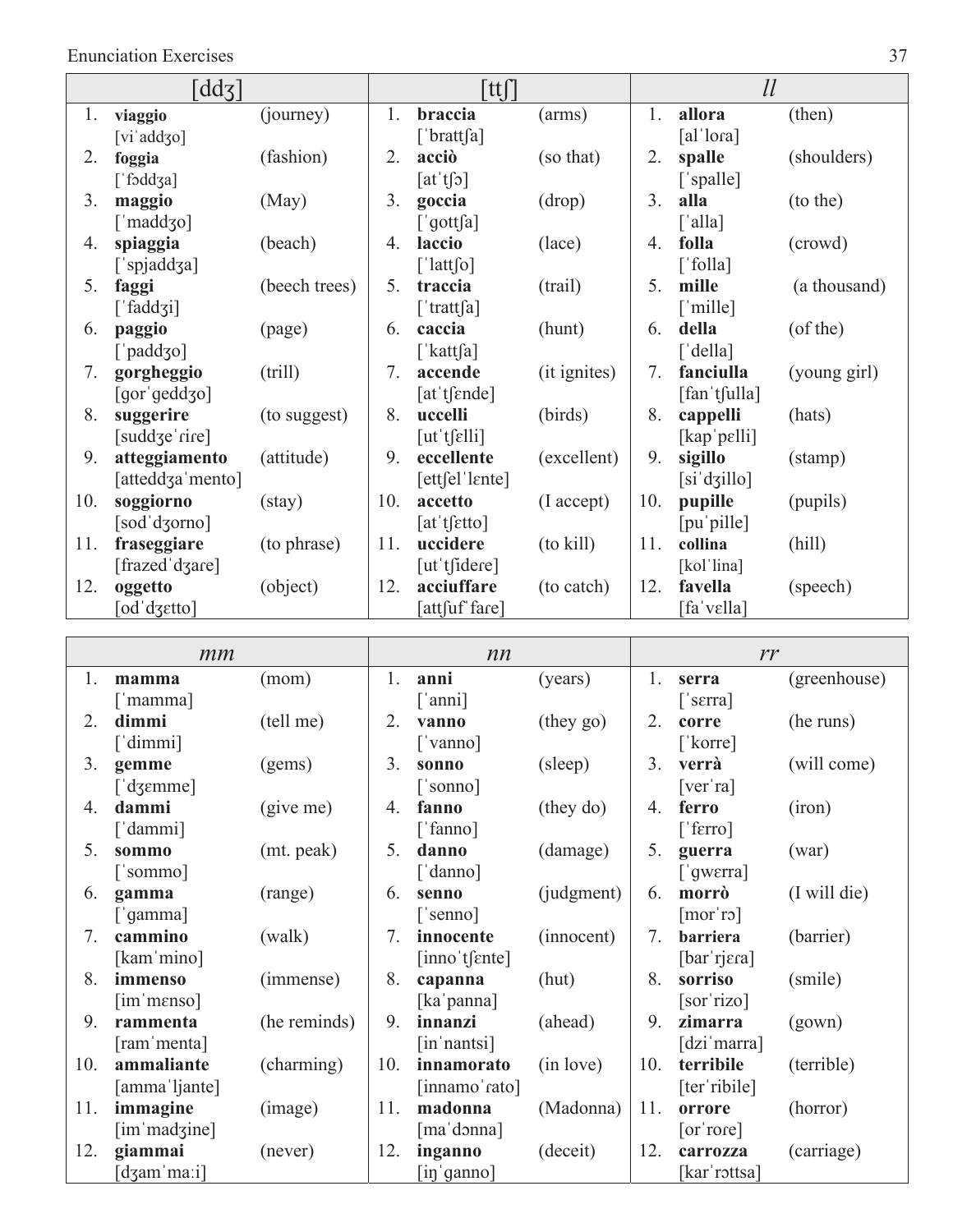| [ddʒ] | | | [ttʃ] | | | *ll* | | |
|---|---|---|---|---|---|---|---|---|
| 1. | **viaggio** [viˈaddʒo] | (journey) | 1. | **braccia** [ˈbrattʃa] | (arms) | 1. | **allora** [alˈloɾa] | (then) |
| 2. | **foggia** [ˈfɔddʒa] | (fashion) | 2. | **acciò** [atˈtʃɔ] | (so that) | 2. | **spalle** [ˈspalle] | (shoulders) |
| 3. | **maggio** [ˈmaddʒo] | (May) | 3. | **goccia** [ˈgottʃa] | (drop) | 3. | **alla** [ˈalla] | (to the) |
| 4. | **spiaggia** [ˈspjaddʒa] | (beach) | 4. | **laccio** [ˈlattʃo] | (lace) | 4. | **folla** [ˈfolla] | (crowd) |
| 5. | **faggi** [ˈfaddʒi] | (beech trees) | 5. | **traccia** [ˈtrattʃa] | (trail) | 5. | **mille** [ˈmille] | (a thousand) |
| 6. | **paggio** [ˈpaddʒo] | (page) | 6. | **caccia** [ˈkattʃa] | (hunt) | 6. | **della** [ˈdella] | (of the) |
| 7. | **gorgheggio** [gorˈgeddʒo] | (trill) | 7. | **accende** [atˈtʃɛnde] | (it ignites) | 7. | **fanciulla** [fanˈtʃulla] | (young girl) |
| 8. | **suggerire** [suddʒeˈɾiɾe] | (to suggest) | 8. | **uccelli** [utˈtʃɛlli] | (birds) | 8. | **cappelli** [kapˈpɛlli] | (hats) |
| 9. | **atteggiamento** [atteddʒaˈmento] | (attitude) | 9. | **eccellente** [ettʃelˈlɛnte] | (excellent) | 9. | **sigillo** [siˈdʒillo] | (stamp) |
| 10. | **soggiorno** [sodˈdʒorno] | (stay) | 10. | **accetto** [atˈtʃɛtto] | (I accept) | 10. | **pupille** [puˈpille] | (pupils) |
| 11. | **fraseggiare** [frazedˈdʒaɾe] | (to phrase) | 11. | **uccidere** [utˈtʃideɾe] | (to kill) | 11. | **collina** [kolˈlina] | (hill) |
| 12. | **oggetto** [odˈdʒɛtto] | (object) | 12. | **acciuffare** [attʃufˈfaɾe] | (to catch) | 12. | **favella** [faˈvɛlla] | (speech) |

| *mm* | | | *nn* | | | *rr* | | |
|---|---|---|---|---|---|---|---|---|
| 1. | **mamma** [ˈmamma] | (mom) | 1. | **anni** [ˈanni] | (years) | 1. | **serra** [ˈsɛrra] | (greenhouse) |
| 2. | **dimmi** [ˈdimmi] | (tell me) | 2. | **vanno** [ˈvanno] | (they go) | 2. | **corre** [ˈkorre] | (he runs) |
| 3. | **gemme** [ˈdʒɛmme] | (gems) | 3. | **sonno** [ˈsonno] | (sleep) | 3. | **verrà** [verˈra] | (will come) |
| 4. | **dammi** [ˈdammi] | (give me) | 4. | **fanno** [ˈfanno] | (they do) | 4. | **ferro** [ˈfɛrro] | (iron) |
| 5. | **sommo** [ˈsommo] | (mt. peak) | 5. | **danno** [ˈdanno] | (damage) | 5. | **guerra** [ˈgwɛrra] | (war) |
| 6. | **gamma** [ˈgamma] | (range) | 6. | **senno** [ˈsenno] | (judgment) | 6. | **morrò** [morˈrɔ] | (I will die) |
| 7. | **cammino** [kamˈmino] | (walk) | 7. | **innocente** [innoˈtʃɛnte] | (innocent) | 7. | **barriera** [barˈrjɛɾa] | (barrier) |
| 8. | **immenso** [imˈmɛnso] | (immense) | 8. | **capanna** [kaˈpanna] | (hut) | 8. | **sorriso** [sorˈrizo] | (smile) |
| 9. | **rammenta** [ramˈmenta] | (he reminds) | 9. | **innanzi** [inˈnantsi] | (ahead) | 9. | **zimarra** [dziˈmarra] | (gown) |
| 10. | **ammaliante** [ammaˈljante] | (charming) | 10. | **innamorato** [innamoˈɾato] | (in love) | 10. | **terribile** [terˈribile] | (terrible) |
| 11. | **immagine** [imˈmadʒine] | (image) | 11. | **madonna** [maˈdɔnna] | (Madonna) | 11. | **orrore** [orˈroɾe] | (horror) |
| 12. | **giammai** [dʒamˈmaːi] | (never) | 12. | **inganno** [iŋˈganno] | (deceit) | 12. | **carrozza** [karˈrɔttsa] | (carriage) |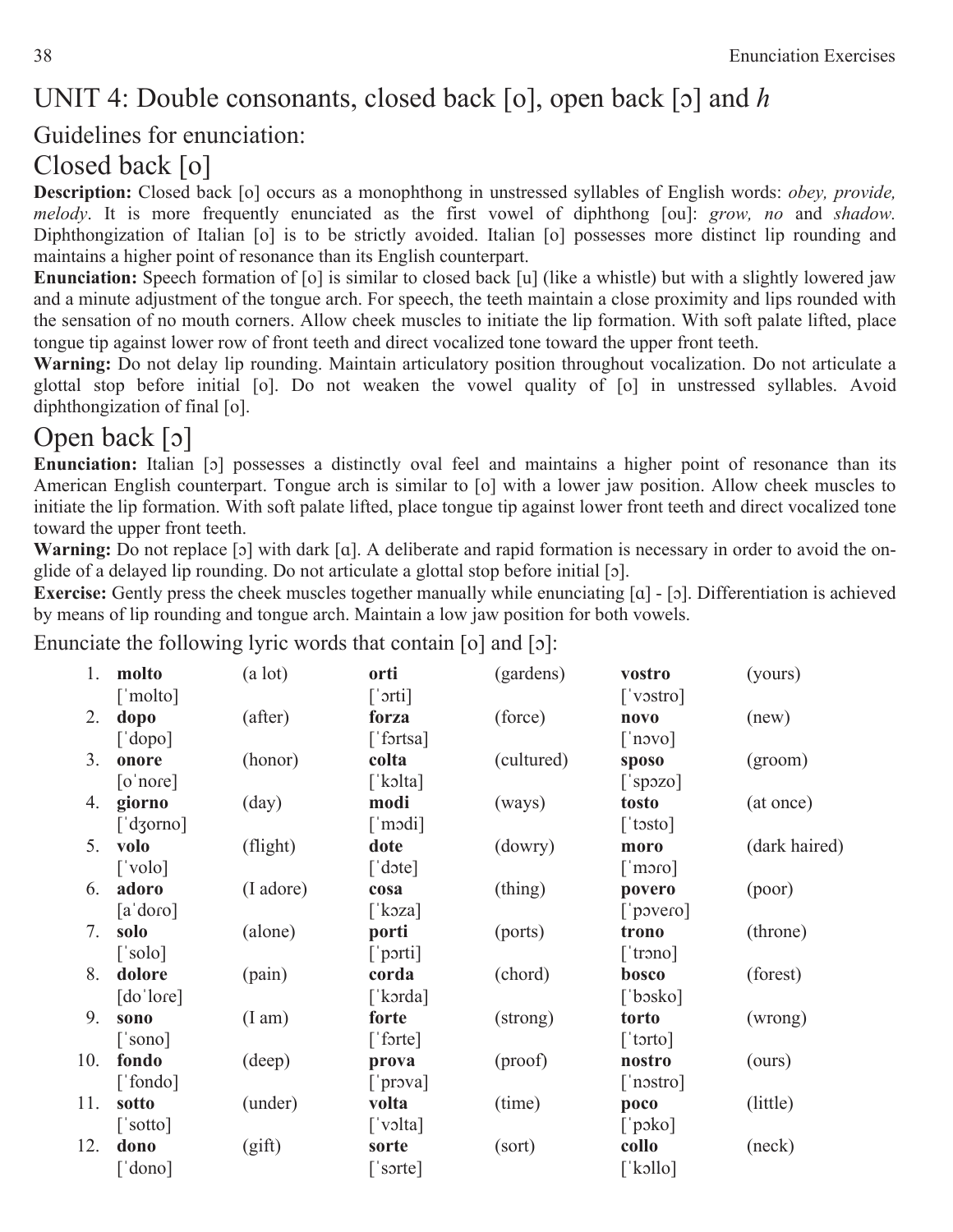# UNIT 4: Double consonants, closed back [o], open back [ɔ] and *h*

## Guidelines for enunciation:

## Closed back [o]

**Description:** Closed back [o] occurs as a monophthong in unstressed syllables of English words: *obey, provide, melody*. It is more frequently enunciated as the first vowel of diphthong [ou]: *grow, no* and *shadow.* Diphthongization of Italian [o] is to be strictly avoided. Italian [o] possesses more distinct lip rounding and maintains a higher point of resonance than its English counterpart.

**Enunciation:** Speech formation of [o] is similar to closed back [u] (like a whistle) but with a slightly lowered jaw and a minute adjustment of the tongue arch. For speech, the teeth maintain a close proximity and lips rounded with the sensation of no mouth corners. Allow cheek muscles to initiate the lip formation. With soft palate lifted, place tongue tip against lower row of front teeth and direct vocalized tone toward the upper front teeth.

**Warning:** Do not delay lip rounding. Maintain articulatory position throughout vocalization. Do not articulate a glottal stop before initial [o]. Do not weaken the vowel quality of [o] in unstressed syllables. Avoid diphthongization of final [o].

## Open back [ɔ]

**Enunciation:** Italian [ɔ] possesses a distinctly oval feel and maintains a higher point of resonance than its American English counterpart. Tongue arch is similar to [o] with a lower jaw position. Allow cheek muscles to initiate the lip formation. With soft palate lifted, place tongue tip against lower front teeth and direct vocalized tone toward the upper front teeth.

**Warning:** Do not replace [ɔ] with dark [ɑ]. A deliberate and rapid formation is necessary in order to avoid the on-glide of a delayed lip rounding. Do not articulate a glottal stop before initial [ɔ].

**Exercise:** Gently press the cheek muscles together manually while enunciating [ɑ] - [ɔ]. Differentiation is achieved by means of lip rounding and tongue arch. Maintain a low jaw position for both vowels.

Enunciate the following lyric words that contain [o] and [ɔ]:

| | | | | | | |
|---|---|---|---|---|---|---|
| 1. | **molto** [ˈmolto] | (a lot) | **orti** [ˈɔrti] | (gardens) | **vostro** [ˈvɔstro] | (yours) |
| 2. | **dopo** [ˈdopo] | (after) | **forza** [ˈfɔrtsa] | (force) | **novo** [ˈnɔvo] | (new) |
| 3. | **onore** [oˈnore] | (honor) | **colta** [ˈkɔlta] | (cultured) | **sposo** [ˈspɔzo] | (groom) |
| 4. | **giorno** [ˈdʒorno] | (day) | **modi** [ˈmɔdi] | (ways) | **tosto** [ˈtɔsto] | (at once) |
| 5. | **volo** [ˈvolo] | (flight) | **dote** [ˈdɔte] | (dowry) | **moro** [ˈmɔɾo] | (dark haired) |
| 6. | **adoro** [aˈdoɾo] | (I adore) | **cosa** [ˈkɔza] | (thing) | **povero** [ˈpɔveɾo] | (poor) |
| 7. | **solo** [ˈsolo] | (alone) | **porti** [ˈpɔrti] | (ports) | **trono** [ˈtrɔno] | (throne) |
| 8. | **dolore** [doˈloɾe] | (pain) | **corda** [ˈkɔrda] | (chord) | **bosco** [ˈbɔsko] | (forest) |
| 9. | **sono** [ˈsono] | (I am) | **forte** [ˈfɔrte] | (strong) | **torto** [ˈtɔrto] | (wrong) |
| 10. | **fondo** [ˈfondo] | (deep) | **prova** [ˈprɔva] | (proof) | **nostro** [ˈnɔstro] | (ours) |
| 11. | **sotto** [ˈsotto] | (under) | **volta** [ˈvɔlta] | (time) | **poco** [ˈpɔko] | (little) |
| 12. | **dono** [ˈdono] | (gift) | **sorte** [ˈsɔrte] | (sort) | **collo** [ˈkɔllo] | (neck) |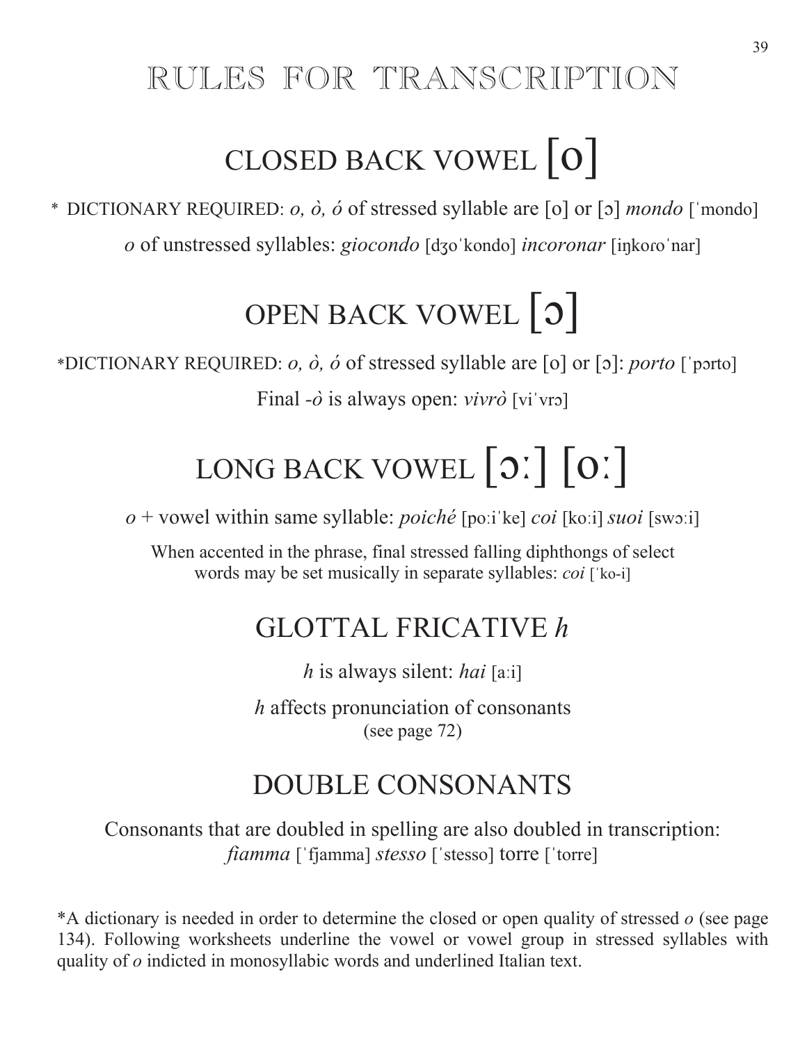# RULES FOR TRANSCRIPTION

## CLOSED BACK VOWEL [o]

* DICTIONARY REQUIRED: *o, ò, ó* of stressed syllable are [o] or [ɔ] *mondo* [ˈmondo]

*o* of unstressed syllables: *giocondo* [dʒoˈkondo] *incoronar* [iŋkoɾoˈnar]

## OPEN BACK VOWEL [ɔ]

*DICTIONARY REQUIRED: *o, ò, ó* of stressed syllable are [o] or [ɔ]: *porto* [ˈpɔrto]

Final *-ò* is always open: *vivrò* [viˈvrɔ]

## LONG BACK VOWEL [ɔː] [oː]

*o* + vowel within same syllable: *poiché* [poːiˈke] *coi* [koːi] *suoi* [swɔːi]

When accented in the phrase, final stressed falling diphthongs of select words may be set musically in separate syllables: *coi* [ˈko-i]

## GLOTTAL FRICATIVE *h*

*h* is always silent: *hai* [aːi]

*h* affects pronunciation of consonants (see page 72)

## DOUBLE CONSONANTS

Consonants that are doubled in spelling are also doubled in transcription: *fiamma* [ˈfjamma] *stesso* [ˈstesso] torre [ˈtorre]

*A dictionary is needed in order to determine the closed or open quality of stressed *o* (see page 134). Following worksheets underline the vowel or vowel group in stressed syllables with quality of *o* indicted in monosyllabic words and underlined Italian text.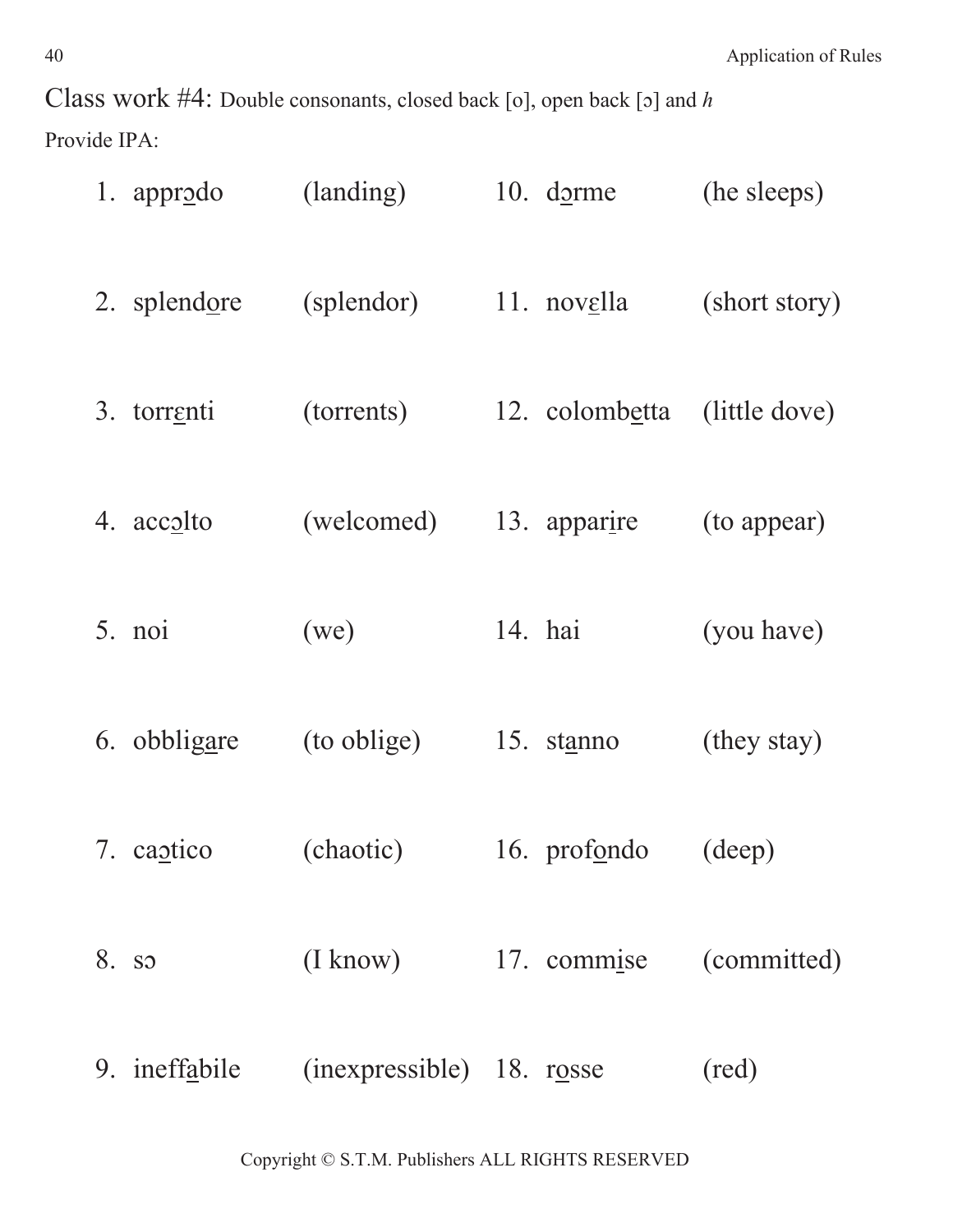Class work #4: Double consonants, closed back [o], open back [ɔ] and *h*

Provide IPA:

1. appr<u>ɔ</u>do (landing)
2. splend<u>o</u>re (splendor)
3. torr<u>ɛ</u>nti (torrents)
4. acc<u>ɔ</u>lto (welcomed)
5. noi (we)
6. obblig<u>a</u>re (to oblige)
7. ca<u>ɔ</u>tico (chaotic)
8. sɔ (I know)
9. ineff<u>a</u>bile (inexpressible)
10. d<u>ɔ</u>rme (he sleeps)
11. nov<u>ɛ</u>lla (short story)
12. colomb<u>e</u>tta (little dove)
13. appar<u>i</u>re (to appear)
14. hai (you have)
15. st<u>a</u>nno (they stay)
16. prof<u>o</u>ndo (deep)
17. comm<u>i</u>se (committed)
18. r<u>o</u>sse (red)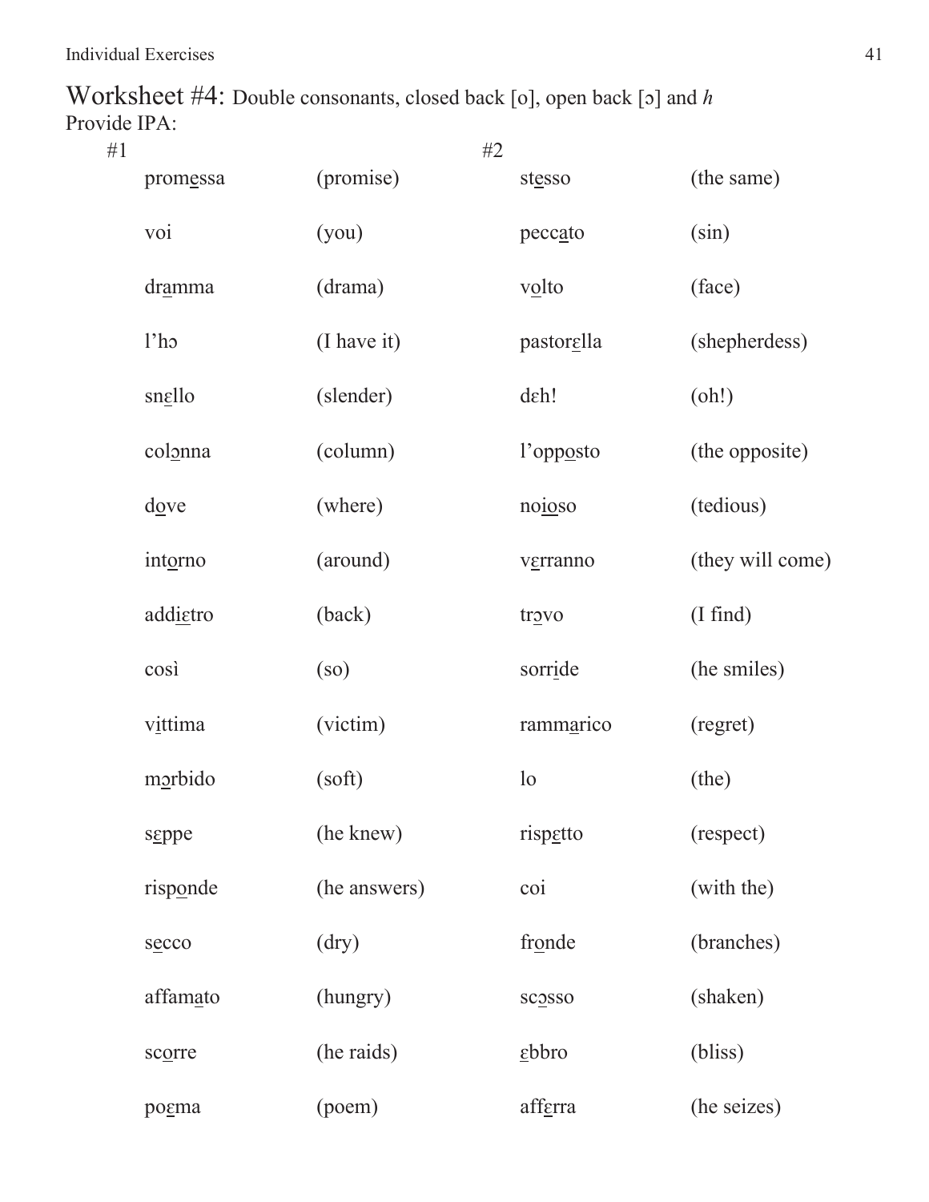# Worksheet #4: Double consonants, closed back [o], open back [ɔ] and *h*

Provide IPA:

#1

| Word | Meaning |
|---|---|
| prom<u>e</u>ssa | (promise) |
| voi | (you) |
| dr<u>a</u>mma | (drama) |
| l'hɔ | (I have it) |
| sn<u>ɛ</u>llo | (slender) |
| col<u>ɔ</u>nna | (column) |
| d<u>o</u>ve | (where) |
| int<u>o</u>rno | (around) |
| addi<u>ɛ</u>tro | (back) |
| così | (so) |
| v<u>i</u>ttima | (victim) |
| m<u>ɔ</u>rbido | (soft) |
| s<u>ɛ</u>ppe | (he knew) |
| risp<u>o</u>nde | (he answers) |
| s<u>e</u>cco | (dry) |
| affam<u>a</u>to | (hungry) |
| sc<u>o</u>rre | (he raids) |
| po<u>ɛ</u>ma | (poem) |

#2

| Word | Meaning |
|---|---|
| st<u>e</u>sso | (the same) |
| pecc<u>a</u>to | (sin) |
| v<u>o</u>lto | (face) |
| pastor<u>ɛ</u>lla | (shepherdess) |
| dɛh! | (oh!) |
| l'opp<u>o</u>sto | (the opposite) |
| no<u>io</u>so | (tedious) |
| v<u>ɛ</u>rranno | (they will come) |
| tr<u>ɔ</u>vo | (I find) |
| sorr<u>i</u>de | (he smiles) |
| ramm<u>a</u>rico | (regret) |
| lo | (the) |
| risp<u>ɛ</u>tto | (respect) |
| coi | (with the) |
| fr<u>o</u>nde | (branches) |
| sc<u>ɔ</u>sso | (shaken) |
| <u>ɛ</u>bbro | (bliss) |
| aff<u>ɛ</u>rra | (he seizes) |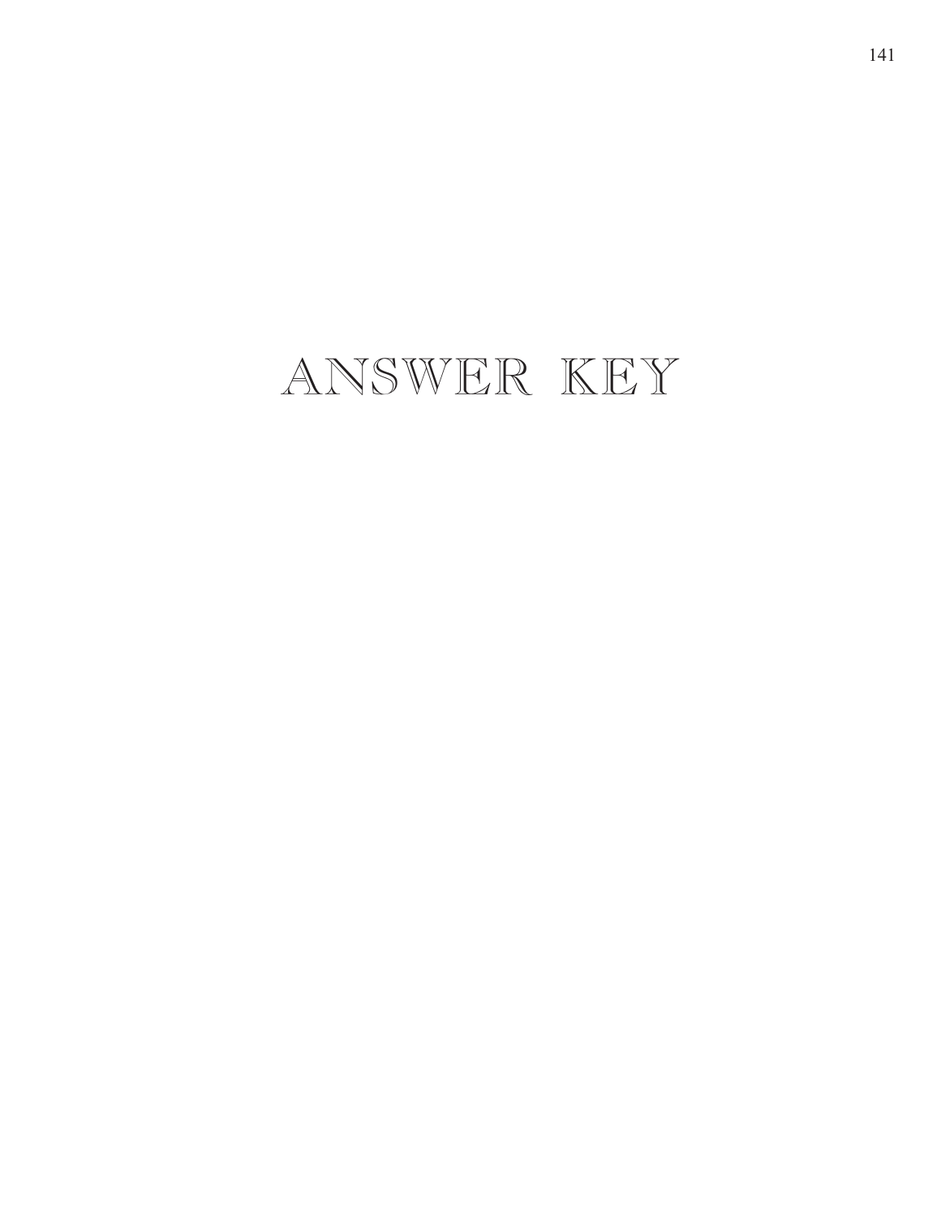# ANSWER KEY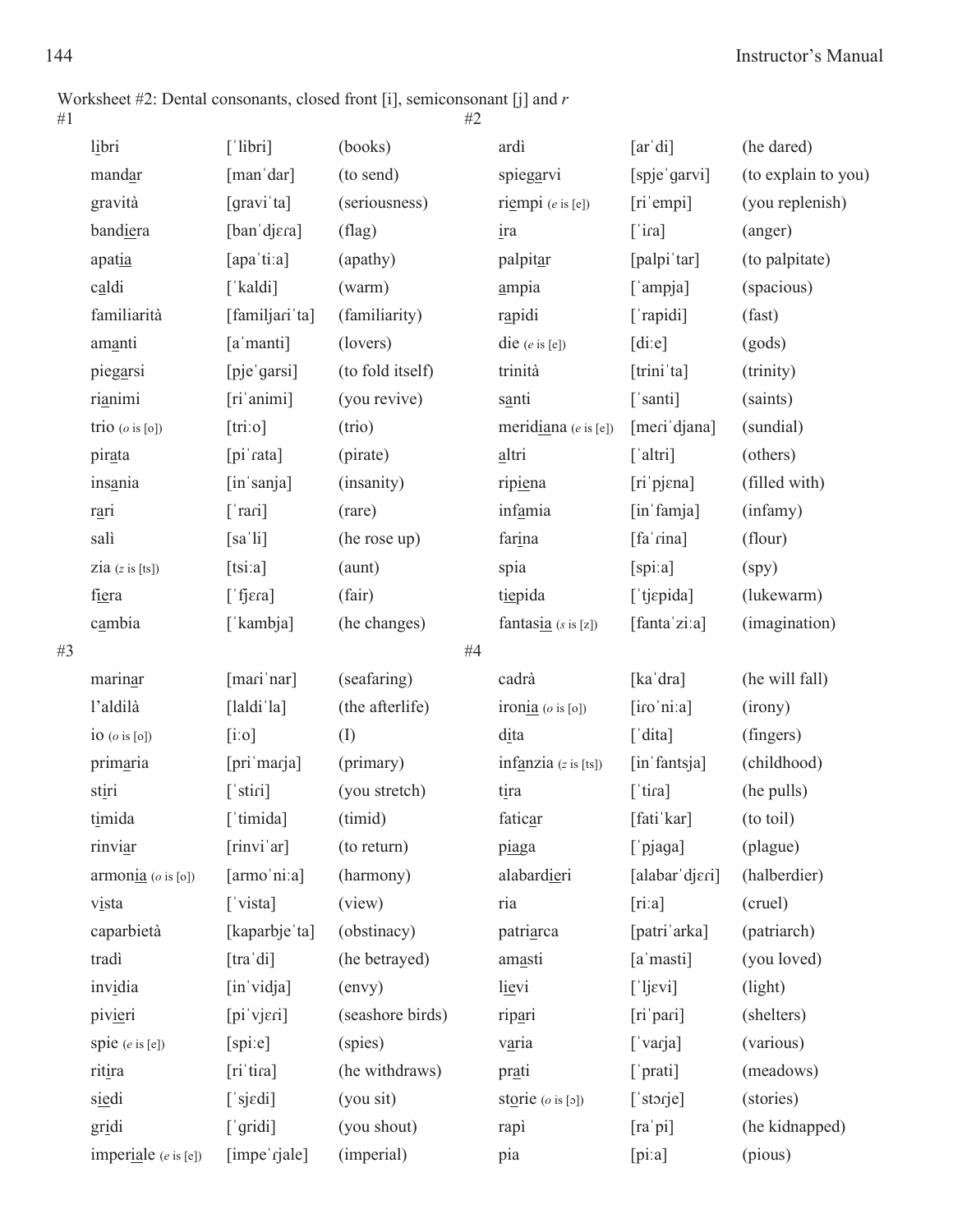Worksheet #2: Dental consonants, closed front [i], semiconsonant [j] and *r*

#1

| | | |
|---|---|---|
| libri | [ˈlibri] | (books) |
| mandar | [manˈdar] | (to send) |
| gravità | [graviˈta] | (seriousness) |
| bandiera | [banˈdjɛɾa] | (flag) |
| apatia | [apaˈtiːa] | (apathy) |
| caldi | [ˈkaldi] | (warm) |
| familiarità | [familjaɾiˈta] | (familiarity) |
| amanti | [aˈmanti] | (lovers) |
| piegarsi | [pjeˈgarsi] | (to fold itself) |
| rianimi | [riˈanimi] | (you revive) |
| trio (*o* is [o]) | [triːo] | (trio) |
| pirata | [piˈɾata] | (pirate) |
| insania | [inˈsanja] | (insanity) |
| rari | [ˈraɾi] | (rare) |
| salì | [saˈli] | (he rose up) |
| zia (*z* is [ts]) | [tsiːa] | (aunt) |
| fiera | [ˈfjɛɾa] | (fair) |
| cambia | [ˈkambja] | (he changes) |

#2

| | | |
|---|---|---|
| ardì | [arˈdi] | (he dared) |
| spiegarvi | [spjeˈgarvi] | (to explain to you) |
| riempi (*e* is [e]) | [riˈempi] | (you replenish) |
| ira | [ˈiɾa] | (anger) |
| palpitar | [palpiˈtar] | (to palpitate) |
| ampia | [ˈampja] | (spacious) |
| rapidi | [ˈrapidi] | (fast) |
| die (*e* is [e]) | [diːe] | (gods) |
| trinità | [triniˈta] | (trinity) |
| santi | [ˈsanti] | (saints) |
| meridiana (*e* is [e]) | [meɾiˈdjana] | (sundial) |
| altri | [ˈaltri] | (others) |
| ripiena | [riˈpjɛna] | (filled with) |
| infamia | [inˈfamja] | (infamy) |
| farina | [faˈɾina] | (flour) |
| spia | [spiːa] | (spy) |
| tiepida | [ˈtjɛpida] | (lukewarm) |
| fantasia (*s* is [z]) | [fantaˈziːa] | (imagination) |

#3

| | | |
|---|---|---|
| marinar | [maɾiˈnar] | (seafaring) |
| l'aldilà | [laldiˈla] | (the afterlife) |
| io (*o* is [o]) | [iːo] | (I) |
| primaria | [priˈmaɾja] | (primary) |
| stiri | [ˈstiɾi] | (you stretch) |
| timida | [ˈtimida] | (timid) |
| rinviar | [rinviˈar] | (to return) |
| armonia (*o* is [o]) | [armoˈniːa] | (harmony) |
| vista | [ˈvista] | (view) |
| caparbietà | [kaparbjeˈta] | (obstinacy) |
| tradì | [traˈdi] | (he betrayed) |
| invidia | [inˈvidja] | (envy) |
| pivieri | [piˈvjɛɾi] | (seashore birds) |
| spie (*e* is [e]) | [spiːe] | (spies) |
| ritira | [riˈtiɾa] | (he withdraws) |
| siedi | [ˈsjɛdi] | (you sit) |
| gridi | [ˈgridi] | (you shout) |
| imperiale (*e* is [e]) | [impeˈɾjale] | (imperial) |

#4

| | | |
|---|---|---|
| cadrà | [kaˈdra] | (he will fall) |
| ironia (*o* is [o]) | [iɾoˈniːa] | (irony) |
| dita | [ˈdita] | (fingers) |
| infanzia (*z* is [ts]) | [inˈfantsja] | (childhood) |
| tira | [ˈtiɾa] | (he pulls) |
| faticar | [fatiˈkar] | (to toil) |
| piaga | [ˈpjaga] | (plague) |
| alabardieri | [alabarˈdjɛɾi] | (halberdier) |
| ria | [riːa] | (cruel) |
| patriarca | [patriˈarka] | (patriarch) |
| amasti | [aˈmasti] | (you loved) |
| lievi | [ˈljɛvi] | (light) |
| ripari | [riˈpaɾi] | (shelters) |
| varia | [ˈvaɾja] | (various) |
| prati | [ˈprati] | (meadows) |
| storie (*o* is [ɔ]) | [ˈstɔɾje] | (stories) |
| rapì | [raˈpi] | (he kidnapped) |
| pia | [piːa] | (pious) |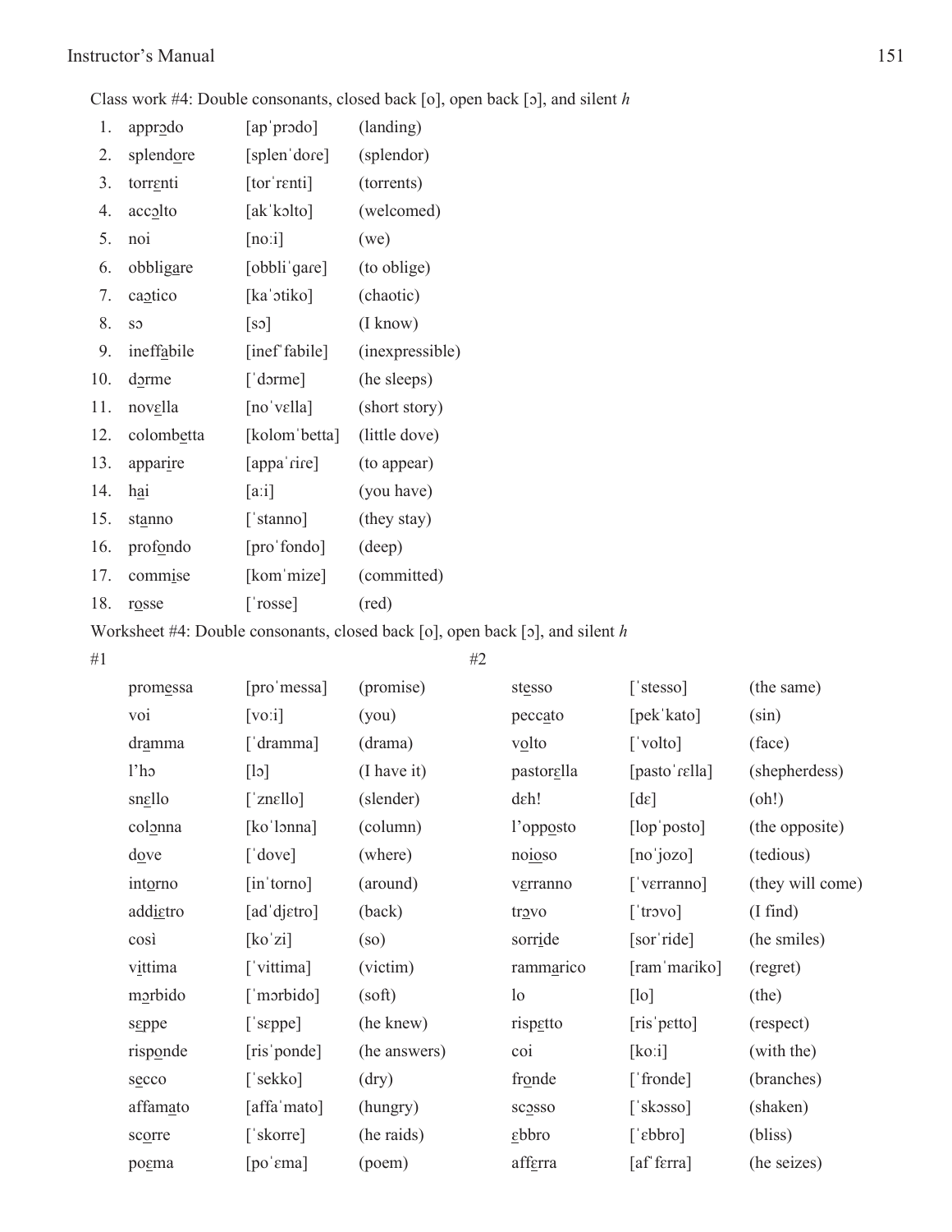Class work #4: Double consonants, closed back [o], open back [ɔ], and silent *h*

| # | Word | IPA | Translation |
|---|---|---|---|
| 1. | apprɔdo | [apˈprɔdo] | (landing) |
| 2. | splendore | [splenˈdoɾe] | (splendor) |
| 3. | torrɛnti | [torˈrɛnti] | (torrents) |
| 4. | accɔlto | [akˈkɔlto] | (welcomed) |
| 5. | noi | [noːi] | (we) |
| 6. | obbligare | [obbliˈgaɾe] | (to oblige) |
| 7. | caɔtico | [kaˈɔtiko] | (chaotic) |
| 8. | sɔ | [sɔ] | (I know) |
| 9. | ineffabile | [inefˈfabile] | (inexpressible) |
| 10. | dɔrme | [ˈdɔrme] | (he sleeps) |
| 11. | novɛlla | [noˈvɛlla] | (short story) |
| 12. | colombetta | [kolomˈbetta] | (little dove) |
| 13. | apparire | [appaˈɾiɾe] | (to appear) |
| 14. | hai | [aːi] | (you have) |
| 15. | stanno | [ˈstanno] | (they stay) |
| 16. | profondo | [proˈfondo] | (deep) |
| 17. | commise | [komˈmize] | (committed) |
| 18. | rosse | [ˈrosse] | (red) |

Worksheet #4: Double consonants, closed back [o], open back [ɔ], and silent *h*

#1

| Word | IPA | Translation |
|---|---|---|
| promessa | [proˈmessa] | (promise) |
| voi | [voːi] | (you) |
| dramma | [ˈdramma] | (drama) |
| l'hɔ | [lɔ] | (I have it) |
| snɛllo | [ˈznɛllo] | (slender) |
| colɔnna | [koˈlɔnna] | (column) |
| dove | [ˈdove] | (where) |
| intorno | [inˈtorno] | (around) |
| addiɛtro | [adˈdjɛtro] | (back) |
| così | [koˈzi] | (so) |
| vittima | [ˈvittima] | (victim) |
| mɔrbido | [ˈmɔrbido] | (soft) |
| sɛppe | [ˈsɛppe] | (he knew) |
| risponde | [risˈponde] | (he answers) |
| secco | [ˈsekko] | (dry) |
| affamato | [affaˈmato] | (hungry) |
| scorre | [ˈskorre] | (he raids) |
| poɛma | [poˈɛma] | (poem) |

#2

| Word | IPA | Translation |
|---|---|---|
| stesso | [ˈstesso] | (the same) |
| peccato | [pekˈkato] | (sin) |
| volto | [ˈvolto] | (face) |
| pastorɛlla | [pastoˈɾɛlla] | (shepherdess) |
| dɛh! | [dɛ] | (oh!) |
| l'opposto | [lopˈposto] | (the opposite) |
| noioso | [noˈjozo] | (tedious) |
| vɛrranno | [ˈvɛrranno] | (they will come) |
| trɔvo | [ˈtrɔvo] | (I find) |
| sorride | [sorˈride] | (he smiles) |
| rammarico | [ramˈmaɾiko] | (regret) |
| lo | [lo] | (the) |
| rispɛtto | [risˈpɛtto] | (respect) |
| coi | [koːi] | (with the) |
| fronde | [ˈfronde] | (branches) |
| scɔsso | [ˈskɔsso] | (shaken) |
| ɛbbro | [ˈɛbbro] | (bliss) |
| affɛrra | [afˈfɛrra] | (he seizes) |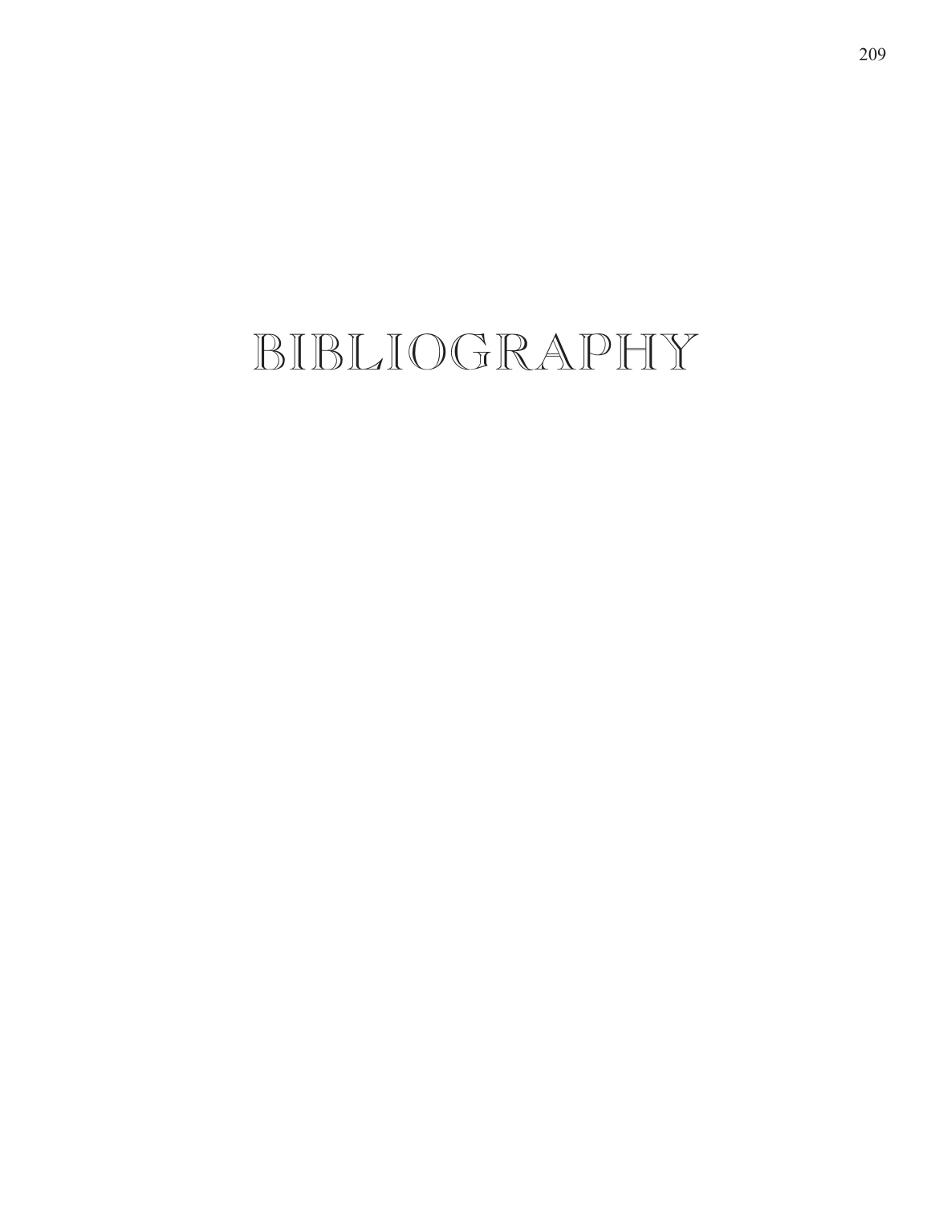# BIBLIOGRAPHY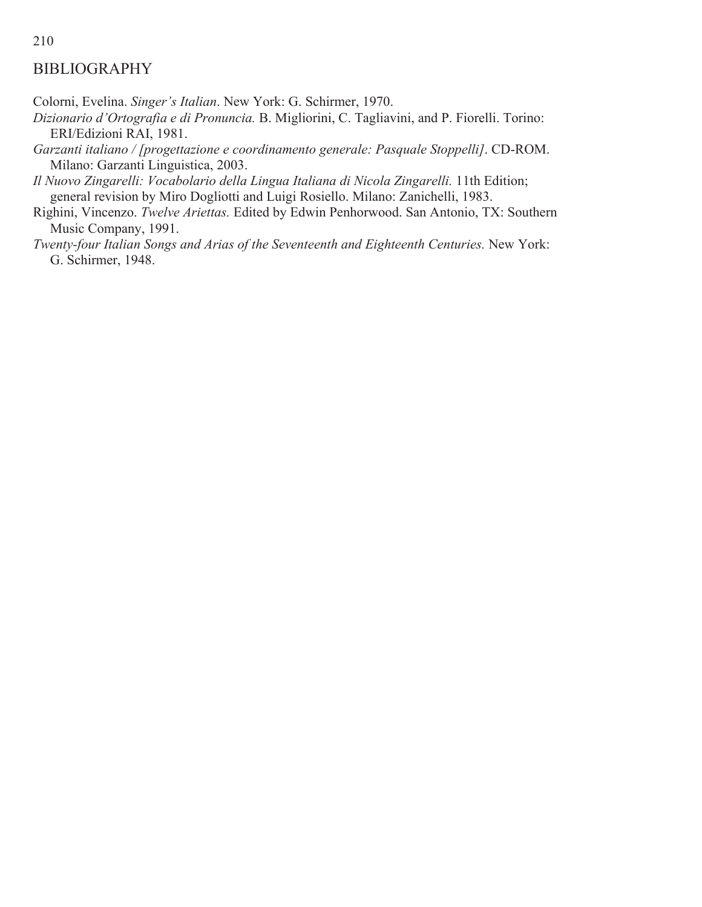# BIBLIOGRAPHY

Colorni, Evelina. *Singer's Italian*. New York: G. Schirmer, 1970.

*Dizionario d'Ortografia e di Pronuncia.* B. Migliorini, C. Tagliavini, and P. Fiorelli. Torino: ERI/Edizioni RAI, 1981.

*Garzanti italiano / [progettazione e coordinamento generale: Pasquale Stoppelli]*. CD-ROM. Milano: Garzanti Linguistica, 2003.

*Il Nuovo Zingarelli: Vocabolario della Lingua Italiana di Nicola Zingarelli.* 11th Edition; general revision by Miro Dogliotti and Luigi Rosiello. Milano: Zanichelli, 1983.

Righini, Vincenzo. *Twelve Ariettas.* Edited by Edwin Penhorwood. San Antonio, TX: Southern Music Company, 1991.

*Twenty-four Italian Songs and Arias of the Seventeenth and Eighteenth Centuries.* New York: G. Schirmer, 1948.